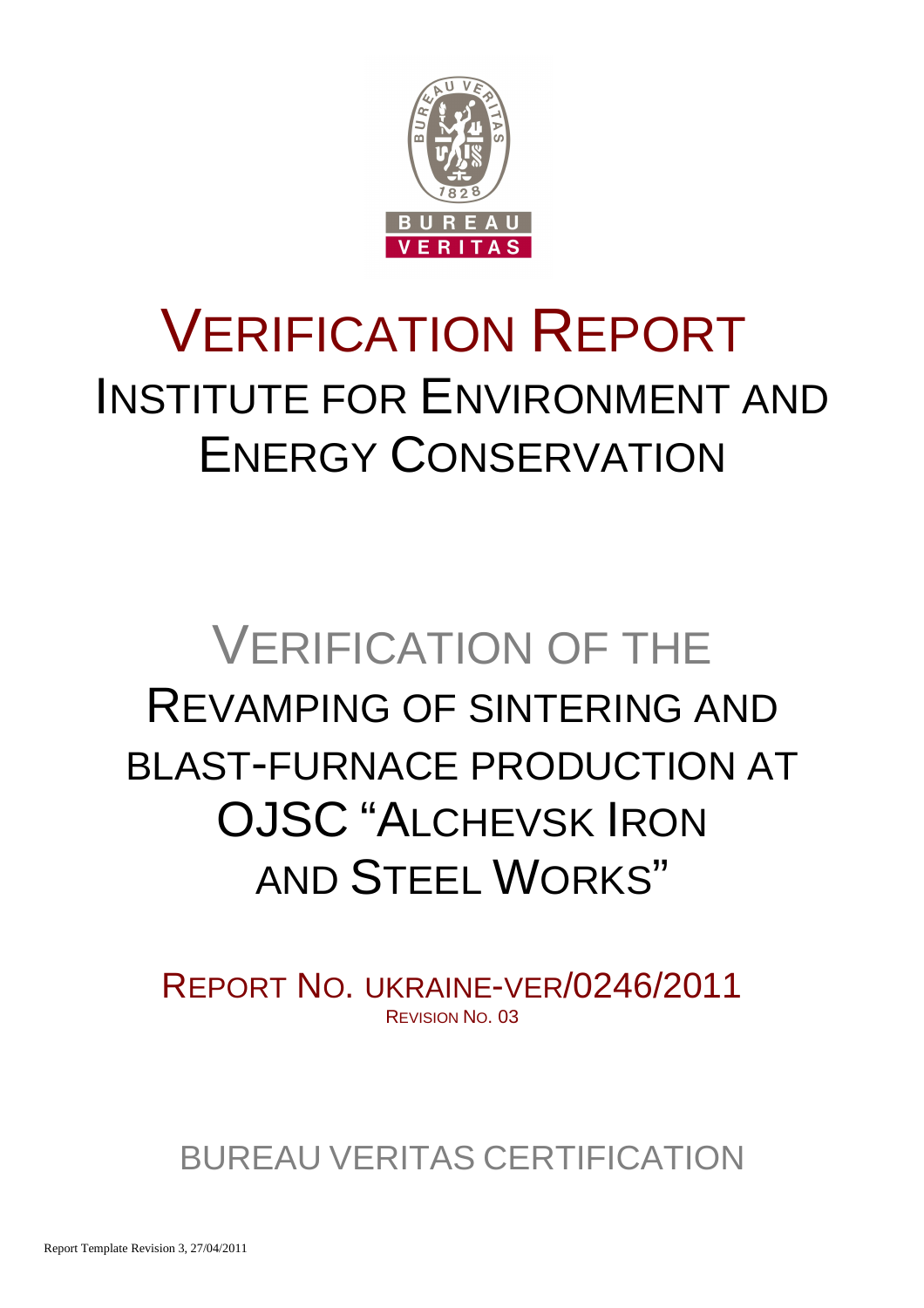# VERIFICATION REPORT

# INSTITUTE FOR ENVIRONMENT AND ENERGY CONSERVATION

## VERIFICATION OF THE REVAMPING OF SINTERING AND BLAST-FURNACE PRODUCTION AT OJSC "ALCHEVSK IRON AND STEEL WORKS"

REPORT NO. UKRAINE-VER/0246/2011

REVISION NO. 03

BUREAU VERITAS CERTIFICATION

Report Template Revision 3, 27/04/2011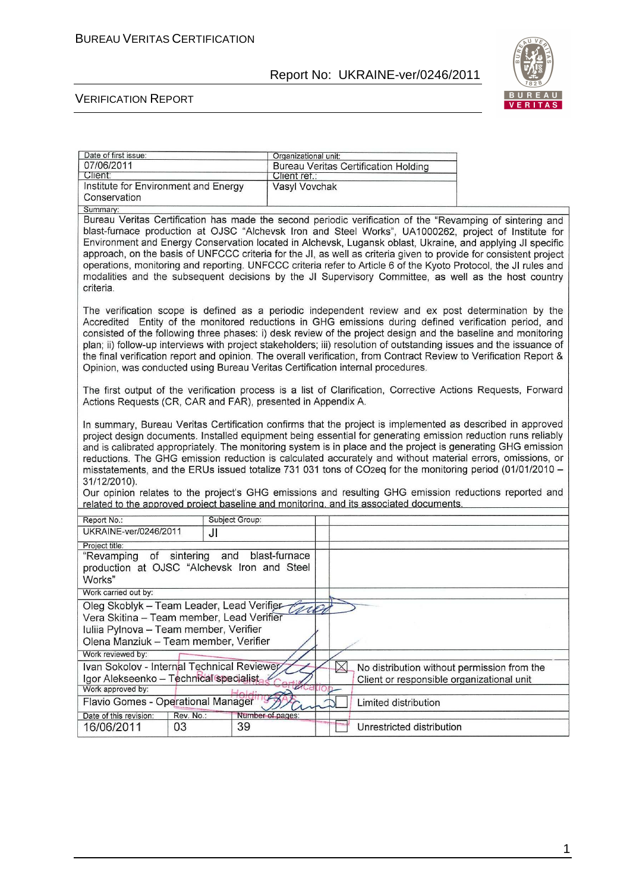| Date of first issue: | Organizational unit: |
|---|---|
| 07/06/2011 | Bureau Veritas Certification Holding |
| Client: | Client ref.: |
| Institute for Environment and Energy Conservation | Vasyl Vovchak |

Summary:

Bureau Veritas Certification has made the second periodic verification of the "Revamping of sintering and blast-furnace production at OJSC "Alchevsk Iron and Steel Works", UA1000262, project of Institute for Environment and Energy Conservation located in Alchevsk, Lugansk oblast, Ukraine, and applying JI specific approach, on the basis of UNFCCC criteria for the JI, as well as criteria given to provide for consistent project operations, monitoring and reporting. UNFCCC criteria refer to Article 6 of the Kyoto Protocol, the JI rules and modalities and the subsequent decisions by the JI Supervisory Committee, as well as the host country criteria.

The verification scope is defined as a periodic independent review and ex post determination by the Accredited Entity of the monitored reductions in GHG emissions during defined verification period, and consisted of the following three phases: i) desk review of the project design and the baseline and monitoring plan; ii) follow-up interviews with project stakeholders; iii) resolution of outstanding issues and the issuance of the final verification report and opinion. The overall verification, from Contract Review to Verification Report & Opinion, was conducted using Bureau Veritas Certification internal procedures.

The first output of the verification process is a list of Clarification, Corrective Actions Requests, Forward Actions Requests (CR, CAR and FAR), presented in Appendix A.

In summary, Bureau Veritas Certification confirms that the project is implemented as described in approved project design documents. Installed equipment being essential for generating emission reduction runs reliably and is calibrated appropriately. The monitoring system is in place and the project is generating GHG emission reductions. The GHG emission reduction is calculated accurately and without material errors, omissions, or misstatements, and the ERUs issued totalize 731 031 tons of $CO_2eq$ for the monitoring period (01/01/2010 – 31/12/2010).

Our opinion relates to the project's GHG emissions and resulting GHG emission reductions reported and related to the approved project baseline and monitoring, and its associated documents.

| Report No.: | Subject Group: | | |
|---|---|---|---|
| UKRAINE-ver/0246/2011 | JI | | |
| Project title: "Revamping of sintering and blast-furnace production at OJSC "Alchevsk Iron and Steel Works" | | | |
| Work carried out by: Oleg Skoblyk – Team Leader, Lead Verifier; Vera Skitina – Team member, Lead Verifier; Iuliia Pylnova – Team member, Verifier; Olena Manziuk – Team member, Verifier | | | |
| Work reviewed by: Ivan Sokolov - Internal Technical Reviewer; Igor Alekseenko – Technical specialist | | ☒ | No distribution without permission from the Client or responsible organizational unit |
| Work approved by: Flavio Gomes - Operational Manager | | ☐ | Limited distribution |
| Date of this revision: 16/06/2011 | Rev. No.: 03 / Number of pages: 39 | ☐ | Unrestricted distribution |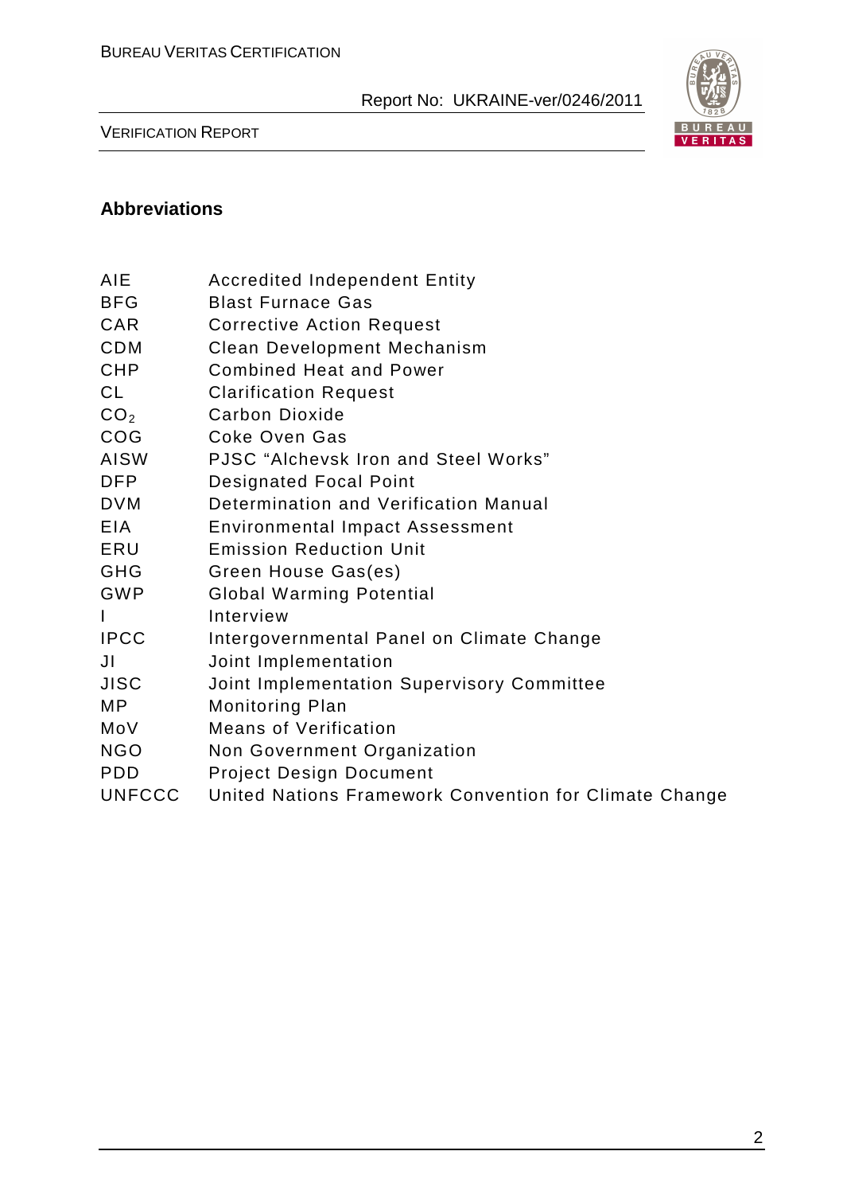## Abbreviations

| | |
|---|---|
| AIE | Accredited Independent Entity |
| BFG | Blast Furnace Gas |
| CAR | Corrective Action Request |
| CDM | Clean Development Mechanism |
| CHP | Combined Heat and Power |
| CL | Clarification Request |
| $CO_2$ | Carbon Dioxide |
| COG | Coke Oven Gas |
| AISW | PJSC "Alchevsk Iron and Steel Works" |
| DFP | Designated Focal Point |
| DVM | Determination and Verification Manual |
| EIA | Environmental Impact Assessment |
| ERU | Emission Reduction Unit |
| GHG | Green House Gas(es) |
| GWP | Global Warming Potential |
| I | Interview |
| IPCC | Intergovernmental Panel on Climate Change |
| JI | Joint Implementation |
| JISC | Joint Implementation Supervisory Committee |
| MP | Monitoring Plan |
| MoV | Means of Verification |
| NGO | Non Government Organization |
| PDD | Project Design Document |
| UNFCCC | United Nations Framework Convention for Climate Change |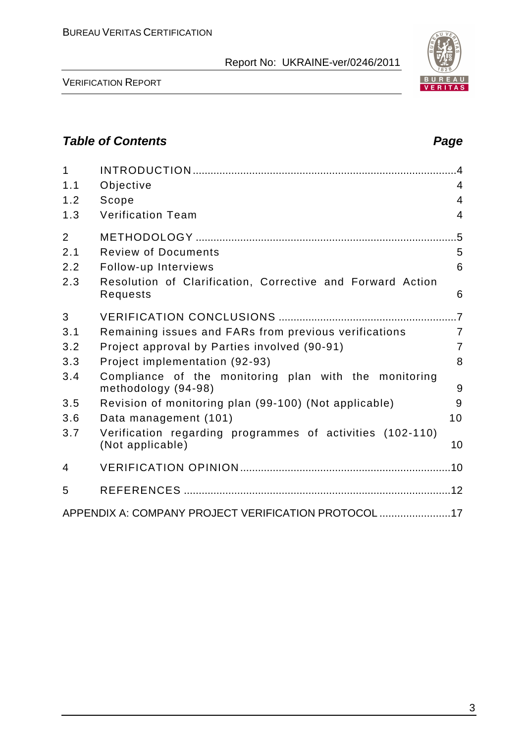## *Table of Contents* *Page*

| | | |
|---|---|---|
| 1 | INTRODUCTION | 4 |
| 1.1 | Objective | 4 |
| 1.2 | Scope | 4 |
| 1.3 | Verification Team | 4 |
| 2 | METHODOLOGY | 5 |
| 2.1 | Review of Documents | 5 |
| 2.2 | Follow-up Interviews | 6 |
| 2.3 | Resolution of Clarification, Corrective and Forward Action Requests | 6 |
| 3 | VERIFICATION CONCLUSIONS | 7 |
| 3.1 | Remaining issues and FARs from previous verifications | 7 |
| 3.2 | Project approval by Parties involved (90-91) | 7 |
| 3.3 | Project implementation (92-93) | 8 |
| 3.4 | Compliance of the monitoring plan with the monitoring methodology (94-98) | 9 |
| 3.5 | Revision of monitoring plan (99-100) (Not applicable) | 9 |
| 3.6 | Data management (101) | 10 |
| 3.7 | Verification regarding programmes of activities (102-110) (Not applicable) | 10 |
| 4 | VERIFICATION OPINION | 10 |
| 5 | REFERENCES | 12 |
| | APPENDIX A: COMPANY PROJECT VERIFICATION PROTOCOL | 17 |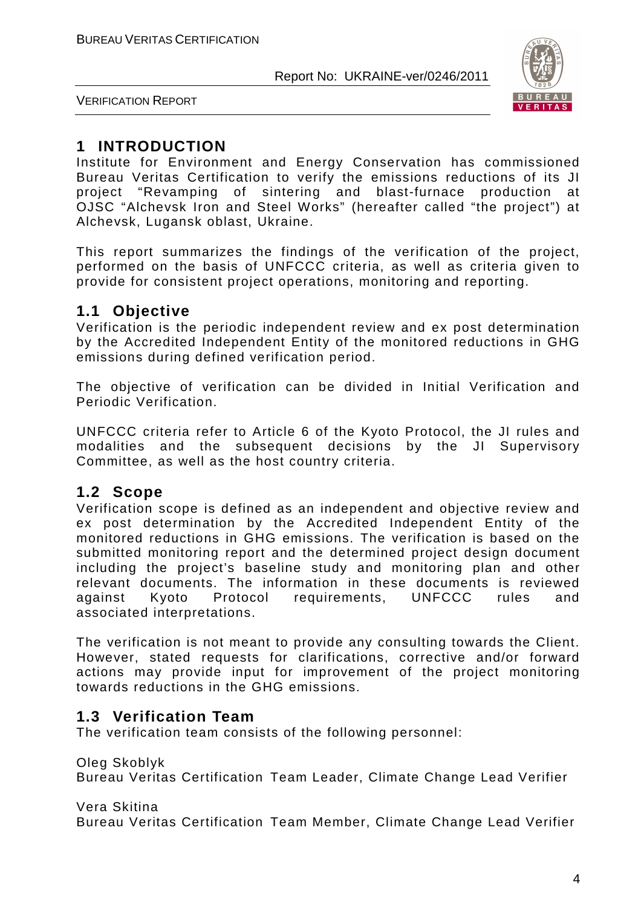# 1 INTRODUCTION

Institute for Environment and Energy Conservation has commissioned Bureau Veritas Certification to verify the emissions reductions of its JI project "Revamping of sintering and blast-furnace production at OJSC "Alchevsk Iron and Steel Works" (hereafter called "the project") at Alchevsk, Lugansk oblast, Ukraine.

This report summarizes the findings of the verification of the project, performed on the basis of UNFCCC criteria, as well as criteria given to provide for consistent project operations, monitoring and reporting.

## 1.1 Objective

Verification is the periodic independent review and ex post determination by the Accredited Independent Entity of the monitored reductions in GHG emissions during defined verification period.

The objective of verification can be divided in Initial Verification and Periodic Verification.

UNFCCC criteria refer to Article 6 of the Kyoto Protocol, the JI rules and modalities and the subsequent decisions by the JI Supervisory Committee, as well as the host country criteria.

## 1.2 Scope

Verification scope is defined as an independent and objective review and ex post determination by the Accredited Independent Entity of the monitored reductions in GHG emissions. The verification is based on the submitted monitoring report and the determined project design document including the project's baseline study and monitoring plan and other relevant documents. The information in these documents is reviewed against Kyoto Protocol requirements, UNFCCC rules and associated interpretations.

The verification is not meant to provide any consulting towards the Client. However, stated requests for clarifications, corrective and/or forward actions may provide input for improvement of the project monitoring towards reductions in the GHG emissions.

## 1.3 Verification Team

The verification team consists of the following personnel:

Oleg Skoblyk
Bureau Veritas Certification Team Leader, Climate Change Lead Verifier

Vera Skitina
Bureau Veritas Certification Team Member, Climate Change Lead Verifier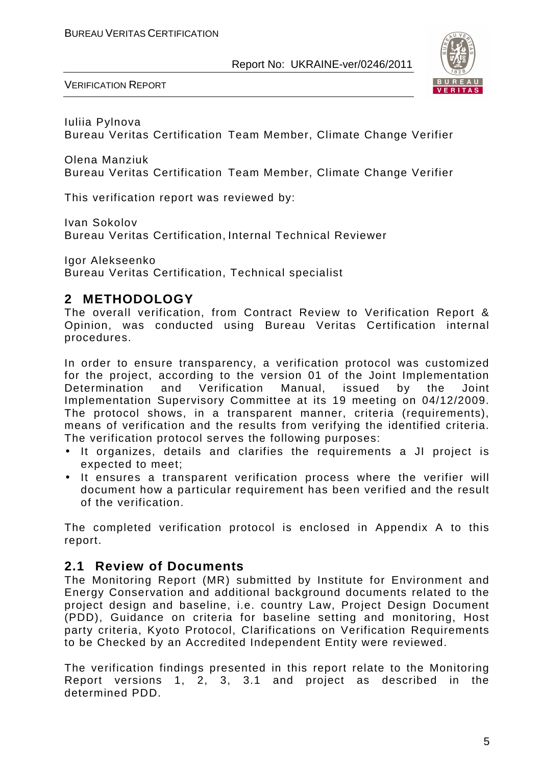Iuliia Pylnova
Bureau Veritas Certification Team Member, Climate Change Verifier

Olena Manziuk
Bureau Veritas Certification Team Member, Climate Change Verifier

This verification report was reviewed by:

Ivan Sokolov
Bureau Veritas Certification, Internal Technical Reviewer

Igor Alekseenko
Bureau Veritas Certification, Technical specialist

## 2 METHODOLOGY

The overall verification, from Contract Review to Verification Report & Opinion, was conducted using Bureau Veritas Certification internal procedures.

In order to ensure transparency, a verification protocol was customized for the project, according to the version 01 of the Joint Implementation Determination and Verification Manual, issued by the Joint Implementation Supervisory Committee at its 19 meeting on 04/12/2009. The protocol shows, in a transparent manner, criteria (requirements), means of verification and the results from verifying the identified criteria. The verification protocol serves the following purposes:

- It organizes, details and clarifies the requirements a JI project is expected to meet;
- It ensures a transparent verification process where the verifier will document how a particular requirement has been verified and the result of the verification.

The completed verification protocol is enclosed in Appendix A to this report.

### 2.1 Review of Documents

The Monitoring Report (MR) submitted by Institute for Environment and Energy Conservation and additional background documents related to the project design and baseline, i.e. country Law, Project Design Document (PDD), Guidance on criteria for baseline setting and monitoring, Host party criteria, Kyoto Protocol, Clarifications on Verification Requirements to be Checked by an Accredited Independent Entity were reviewed.

The verification findings presented in this report relate to the Monitoring Report versions 1, 2, 3, 3.1 and project as described in the determined PDD.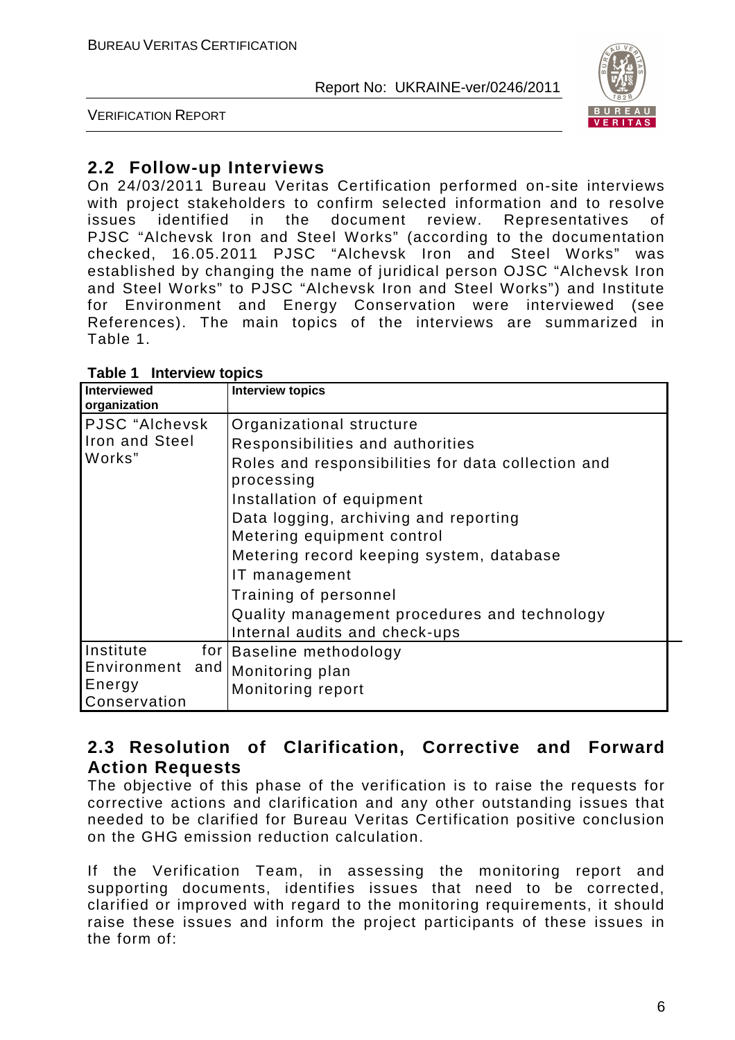## 2.2 Follow-up Interviews

On 24/03/2011 Bureau Veritas Certification performed on-site interviews with project stakeholders to confirm selected information and to resolve issues identified in the document review. Representatives of PJSC "Alchevsk Iron and Steel Works" (according to the documentation checked, 16.05.2011 PJSC "Alchevsk Iron and Steel Works" was established by changing the name of juridical person OJSC "Alchevsk Iron and Steel Works" to PJSC "Alchevsk Iron and Steel Works") and Institute for Environment and Energy Conservation were interviewed (see References). The main topics of the interviews are summarized in Table 1.

**Table 1 Interview topics**

| Interviewed organization | Interview topics |
|---|---|
| PJSC "Alchevsk Iron and Steel Works" | Organizational structure<br>Responsibilities and authorities<br>Roles and responsibilities for data collection and processing<br>Installation of equipment<br>Data logging, archiving and reporting<br>Metering equipment control<br>Metering record keeping system, database<br>IT management<br>Training of personnel<br>Quality management procedures and technology<br>Internal audits and check-ups |
| Institute for Environment and Energy Conservation | Baseline methodology<br>Monitoring plan<br>Monitoring report |

## 2.3 Resolution of Clarification, Corrective and Forward Action Requests

The objective of this phase of the verification is to raise the requests for corrective actions and clarification and any other outstanding issues that needed to be clarified for Bureau Veritas Certification positive conclusion on the GHG emission reduction calculation.

If the Verification Team, in assessing the monitoring report and supporting documents, identifies issues that need to be corrected, clarified or improved with regard to the monitoring requirements, it should raise these issues and inform the project participants of these issues in the form of: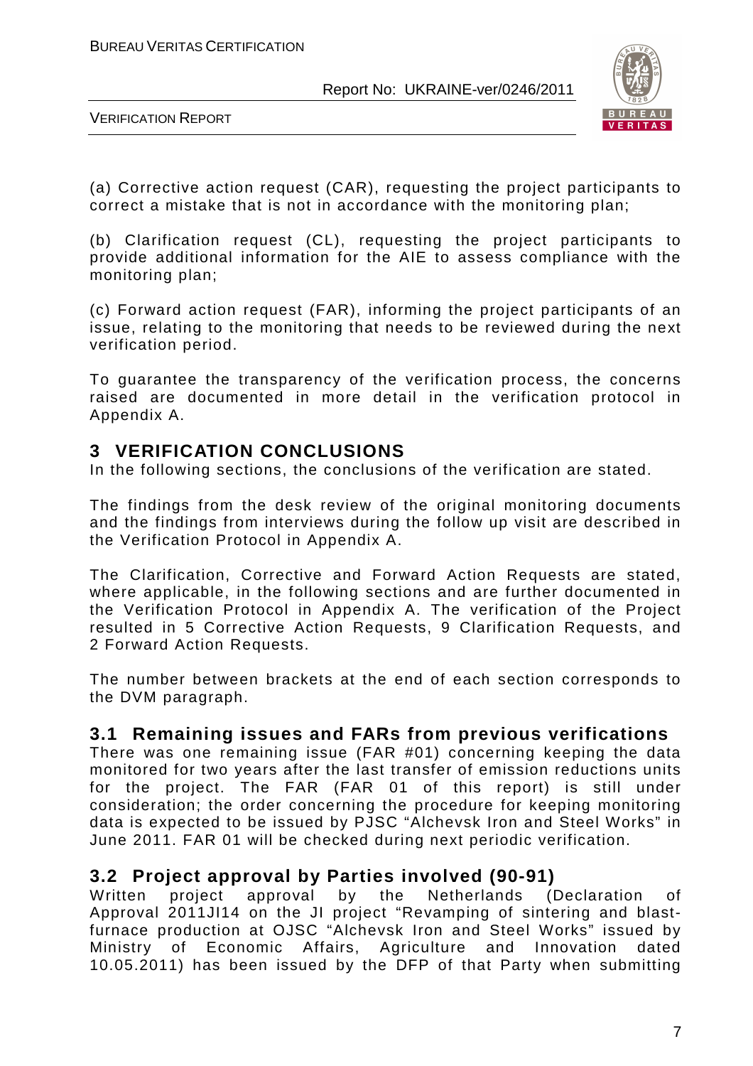(a) Corrective action request (CAR), requesting the project participants to correct a mistake that is not in accordance with the monitoring plan;

(b) Clarification request (CL), requesting the project participants to provide additional information for the AIE to assess compliance with the monitoring plan;

(c) Forward action request (FAR), informing the project participants of an issue, relating to the monitoring that needs to be reviewed during the next verification period.

To guarantee the transparency of the verification process, the concerns raised are documented in more detail in the verification protocol in Appendix A.

# 3 VERIFICATION CONCLUSIONS

In the following sections, the conclusions of the verification are stated.

The findings from the desk review of the original monitoring documents and the findings from interviews during the follow up visit are described in the Verification Protocol in Appendix A.

The Clarification, Corrective and Forward Action Requests are stated, where applicable, in the following sections and are further documented in the Verification Protocol in Appendix A. The verification of the Project resulted in 5 Corrective Action Requests, 9 Clarification Requests, and 2 Forward Action Requests.

The number between brackets at the end of each section corresponds to the DVM paragraph.

## 3.1 Remaining issues and FARs from previous verifications

There was one remaining issue (FAR #01) concerning keeping the data monitored for two years after the last transfer of emission reductions units for the project. The FAR (FAR 01 of this report) is still under consideration; the order concerning the procedure for keeping monitoring data is expected to be issued by PJSC "Alchevsk Iron and Steel Works" in June 2011. FAR 01 will be checked during next periodic verification.

## 3.2 Project approval by Parties involved (90-91)

Written project approval by the Netherlands (Declaration of Approval 2011JI14 on the JI project "Revamping of sintering and blast-furnace production at OJSC "Alchevsk Iron and Steel Works" issued by Ministry of Economic Affairs, Agriculture and Innovation dated 10.05.2011) has been issued by the DFP of that Party when submitting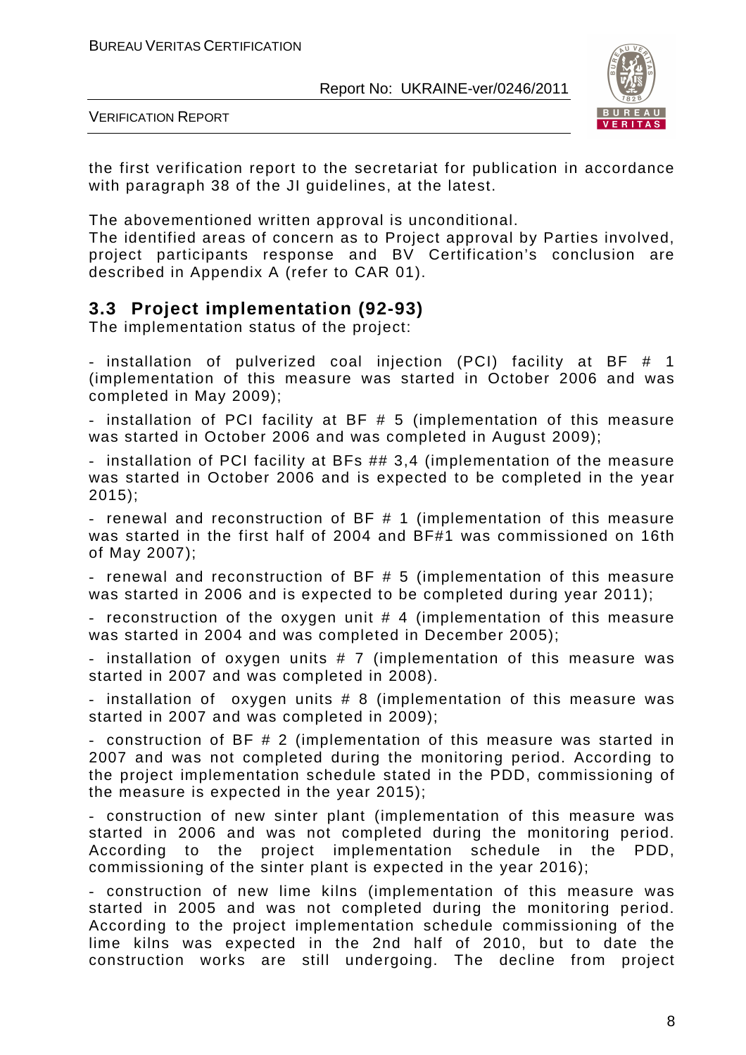the first verification report to the secretariat for publication in accordance with paragraph 38 of the JI guidelines, at the latest.

The abovementioned written approval is unconditional.

The identified areas of concern as to Project approval by Parties involved, project participants response and BV Certification's conclusion are described in Appendix A (refer to CAR 01).

## 3.3 Project implementation (92-93)

The implementation status of the project:

- installation of pulverized coal injection (PCI) facility at BF # 1 (implementation of this measure was started in October 2006 and was completed in May 2009);
- installation of PCI facility at BF # 5 (implementation of this measure was started in October 2006 and was completed in August 2009);
- installation of PCI facility at BFs ## 3,4 (implementation of the measure was started in October 2006 and is expected to be completed in the year 2015);
- renewal and reconstruction of BF # 1 (implementation of this measure was started in the first half of 2004 and BF#1 was commissioned on 16th of May 2007);
- renewal and reconstruction of BF # 5 (implementation of this measure was started in 2006 and is expected to be completed during year 2011);
- reconstruction of the oxygen unit # 4 (implementation of this measure was started in 2004 and was completed in December 2005);
- installation of oxygen units # 7 (implementation of this measure was started in 2007 and was completed in 2008).
- installation of oxygen units # 8 (implementation of this measure was started in 2007 and was completed in 2009);
- construction of BF # 2 (implementation of this measure was started in 2007 and was not completed during the monitoring period. According to the project implementation schedule stated in the PDD, commissioning of the measure is expected in the year 2015);
- construction of new sinter plant (implementation of this measure was started in 2006 and was not completed during the monitoring period. According to the project implementation schedule in the PDD, commissioning of the sinter plant is expected in the year 2016);
- construction of new lime kilns (implementation of this measure was started in 2005 and was not completed during the monitoring period. According to the project implementation schedule commissioning of the lime kilns was expected in the 2nd half of 2010, but to date the construction works are still undergoing. The decline from project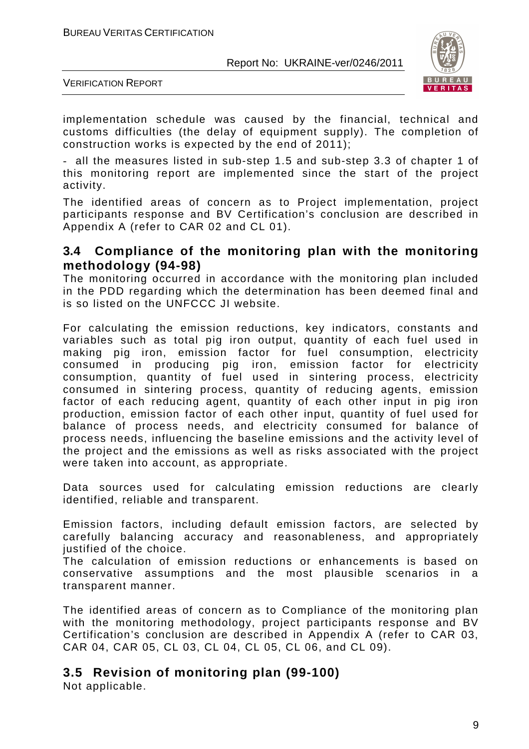implementation schedule was caused by the financial, technical and customs difficulties (the delay of equipment supply). The completion of construction works is expected by the end of 2011);

- all the measures listed in sub-step 1.5 and sub-step 3.3 of chapter 1 of this monitoring report are implemented since the start of the project activity.

The identified areas of concern as to Project implementation, project participants response and BV Certification's conclusion are described in Appendix A (refer to CAR 02 and CL 01).

## 3.4 Compliance of the monitoring plan with the monitoring methodology (94-98)

The monitoring occurred in accordance with the monitoring plan included in the PDD regarding which the determination has been deemed final and is so listed on the UNFCCC JI website.

For calculating the emission reductions, key indicators, constants and variables such as total pig iron output, quantity of each fuel used in making pig iron, emission factor for fuel consumption, electricity consumed in producing pig iron, emission factor for electricity consumption, quantity of fuel used in sintering process, electricity consumed in sintering process, quantity of reducing agents, emission factor of each reducing agent, quantity of each other input in pig iron production, emission factor of each other input, quantity of fuel used for balance of process needs, and electricity consumed for balance of process needs, influencing the baseline emissions and the activity level of the project and the emissions as well as risks associated with the project were taken into account, as appropriate.

Data sources used for calculating emission reductions are clearly identified, reliable and transparent.

Emission factors, including default emission factors, are selected by carefully balancing accuracy and reasonableness, and appropriately justified of the choice.

The calculation of emission reductions or enhancements is based on conservative assumptions and the most plausible scenarios in a transparent manner.

The identified areas of concern as to Compliance of the monitoring plan with the monitoring methodology, project participants response and BV Certification's conclusion are described in Appendix A (refer to CAR 03, CAR 04, CAR 05, CL 03, CL 04, CL 05, CL 06, and CL 09).

## 3.5 Revision of monitoring plan (99-100)

Not applicable.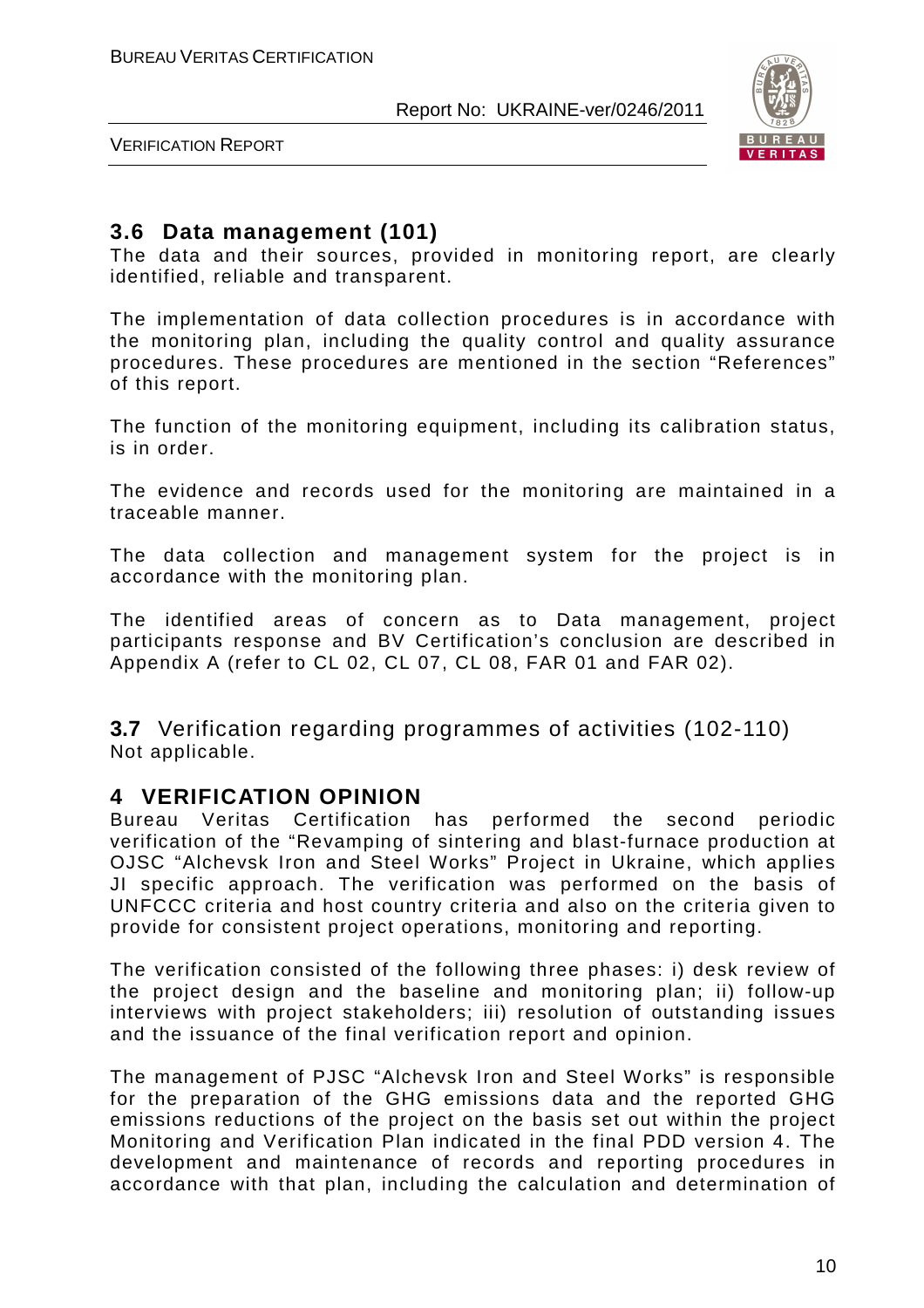## 3.6 Data management (101)

The data and their sources, provided in monitoring report, are clearly identified, reliable and transparent.

The implementation of data collection procedures is in accordance with the monitoring plan, including the quality control and quality assurance procedures. These procedures are mentioned in the section "References" of this report.

The function of the monitoring equipment, including its calibration status, is in order.

The evidence and records used for the monitoring are maintained in a traceable manner.

The data collection and management system for the project is in accordance with the monitoring plan.

The identified areas of concern as to Data management, project participants response and BV Certification's conclusion are described in Appendix A (refer to CL 02, CL 07, CL 08, FAR 01 and FAR 02).

## 3.7 Verification regarding programmes of activities (102-110)

Not applicable.

# 4 VERIFICATION OPINION

Bureau Veritas Certification has performed the second periodic verification of the "Revamping of sintering and blast-furnace production at OJSC "Alchevsk Iron and Steel Works" Project in Ukraine, which applies JI specific approach. The verification was performed on the basis of UNFCCC criteria and host country criteria and also on the criteria given to provide for consistent project operations, monitoring and reporting.

The verification consisted of the following three phases: i) desk review of the project design and the baseline and monitoring plan; ii) follow-up interviews with project stakeholders; iii) resolution of outstanding issues and the issuance of the final verification report and opinion.

The management of PJSC "Alchevsk Iron and Steel Works" is responsible for the preparation of the GHG emissions data and the reported GHG emissions reductions of the project on the basis set out within the project Monitoring and Verification Plan indicated in the final PDD version 4. The development and maintenance of records and reporting procedures in accordance with that plan, including the calculation and determination of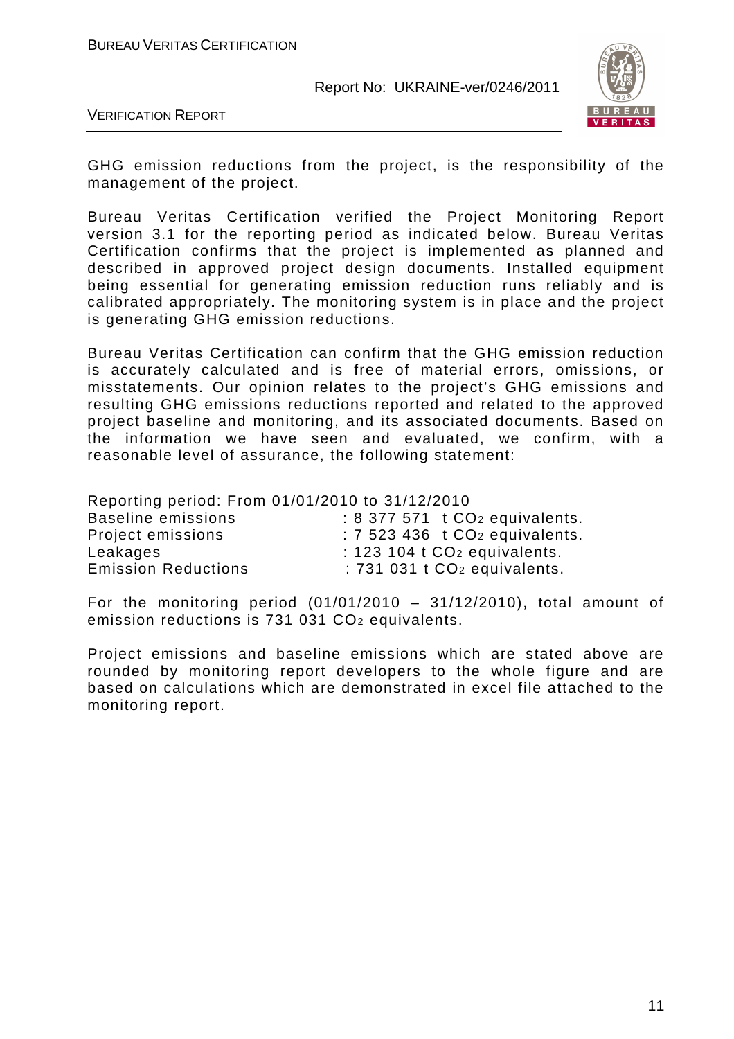GHG emission reductions from the project, is the responsibility of the management of the project.

Bureau Veritas Certification verified the Project Monitoring Report version 3.1 for the reporting period as indicated below. Bureau Veritas Certification confirms that the project is implemented as planned and described in approved project design documents. Installed equipment being essential for generating emission reduction runs reliably and is calibrated appropriately. The monitoring system is in place and the project is generating GHG emission reductions.

Bureau Veritas Certification can confirm that the GHG emission reduction is accurately calculated and is free of material errors, omissions, or misstatements. Our opinion relates to the project's GHG emissions and resulting GHG emissions reductions reported and related to the approved project baseline and monitoring, and its associated documents. Based on the information we have seen and evaluated, we confirm, with a reasonable level of assurance, the following statement:

Reporting period: From 01/01/2010 to 31/12/2010

| | |
|---|---|
| Baseline emissions | : 8 377 571 t $CO_2$ equivalents. |
| Project emissions | : 7 523 436 t $CO_2$ equivalents. |
| Leakages | : 123 104 t $CO_2$ equivalents. |
| Emission Reductions | : 731 031 t $CO_2$ equivalents. |

For the monitoring period (01/01/2010 – 31/12/2010), total amount of emission reductions is 731 031 $CO_2$ equivalents.

Project emissions and baseline emissions which are stated above are rounded by monitoring report developers to the whole figure and are based on calculations which are demonstrated in excel file attached to the monitoring report.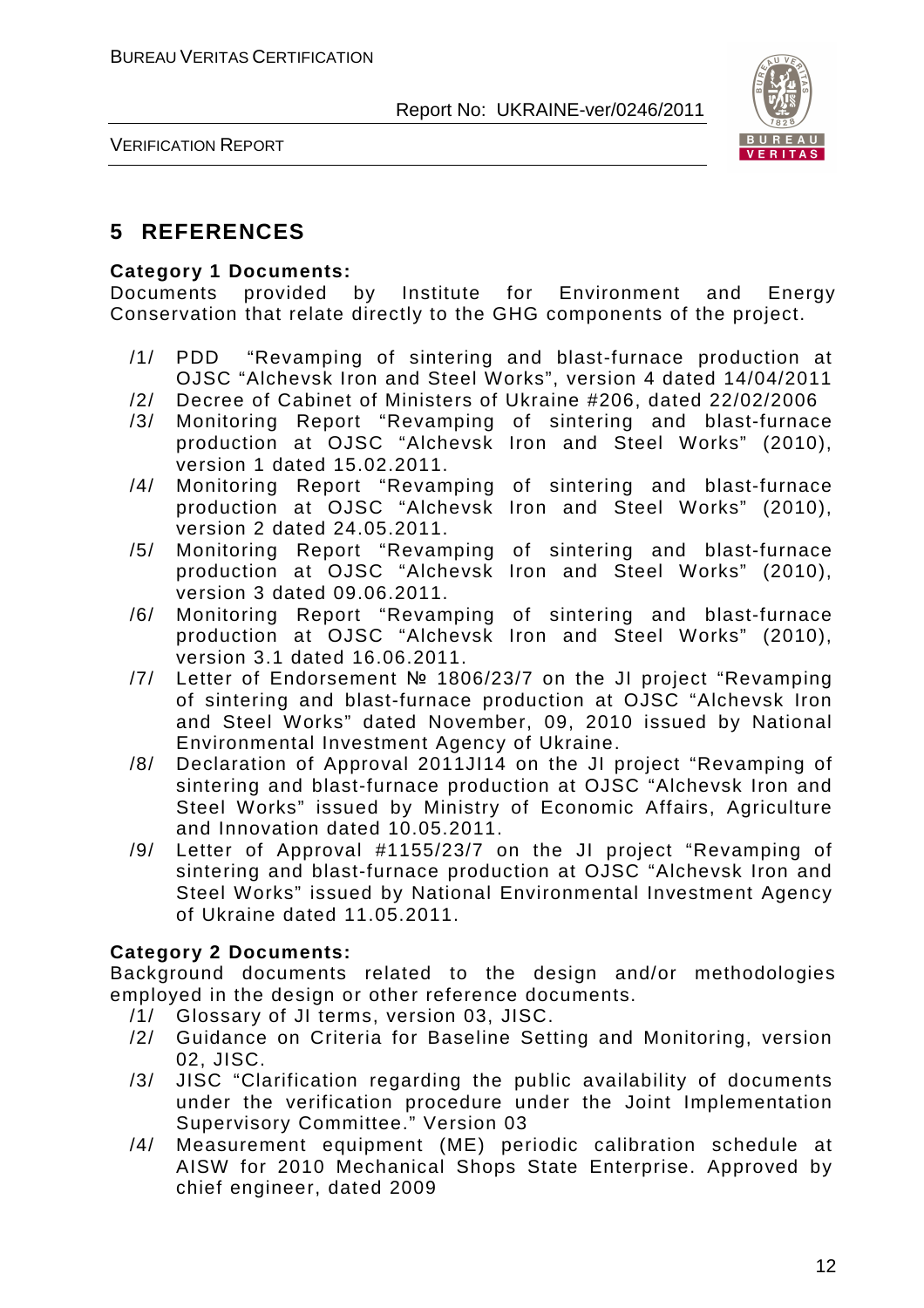# 5 REFERENCES

**Category 1 Documents:**
Documents provided by Institute for Environment and Energy Conservation that relate directly to the GHG components of the project.

/1/ PDD "Revamping of sintering and blast-furnace production at OJSC "Alchevsk Iron and Steel Works", version 4 dated 14/04/2011
/2/ Decree of Cabinet of Ministers of Ukraine #206, dated 22/02/2006
/3/ Monitoring Report "Revamping of sintering and blast-furnace production at OJSC "Alchevsk Iron and Steel Works" (2010), version 1 dated 15.02.2011.
/4/ Monitoring Report "Revamping of sintering and blast-furnace production at OJSC "Alchevsk Iron and Steel Works" (2010), version 2 dated 24.05.2011.
/5/ Monitoring Report "Revamping of sintering and blast-furnace production at OJSC "Alchevsk Iron and Steel Works" (2010), version 3 dated 09.06.2011.
/6/ Monitoring Report "Revamping of sintering and blast-furnace production at OJSC "Alchevsk Iron and Steel Works" (2010), version 3.1 dated 16.06.2011.
/7/ Letter of Endorsement № 1806/23/7 on the JI project "Revamping of sintering and blast-furnace production at OJSC "Alchevsk Iron and Steel Works" dated November, 09, 2010 issued by National Environmental Investment Agency of Ukraine.
/8/ Declaration of Approval 2011JI14 on the JI project "Revamping of sintering and blast-furnace production at OJSC "Alchevsk Iron and Steel Works" issued by Ministry of Economic Affairs, Agriculture and Innovation dated 10.05.2011.
/9/ Letter of Approval #1155/23/7 on the JI project "Revamping of sintering and blast-furnace production at OJSC "Alchevsk Iron and Steel Works" issued by National Environmental Investment Agency of Ukraine dated 11.05.2011.

**Category 2 Documents:**
Background documents related to the design and/or methodologies employed in the design or other reference documents.

/1/ Glossary of JI terms, version 03, JISC.
/2/ Guidance on Criteria for Baseline Setting and Monitoring, version 02, JISC.
/3/ JISC "Clarification regarding the public availability of documents under the verification procedure under the Joint Implementation Supervisory Committee." Version 03
/4/ Measurement equipment (ME) periodic calibration schedule at AISW for 2010 Mechanical Shops State Enterprise. Approved by chief engineer, dated 2009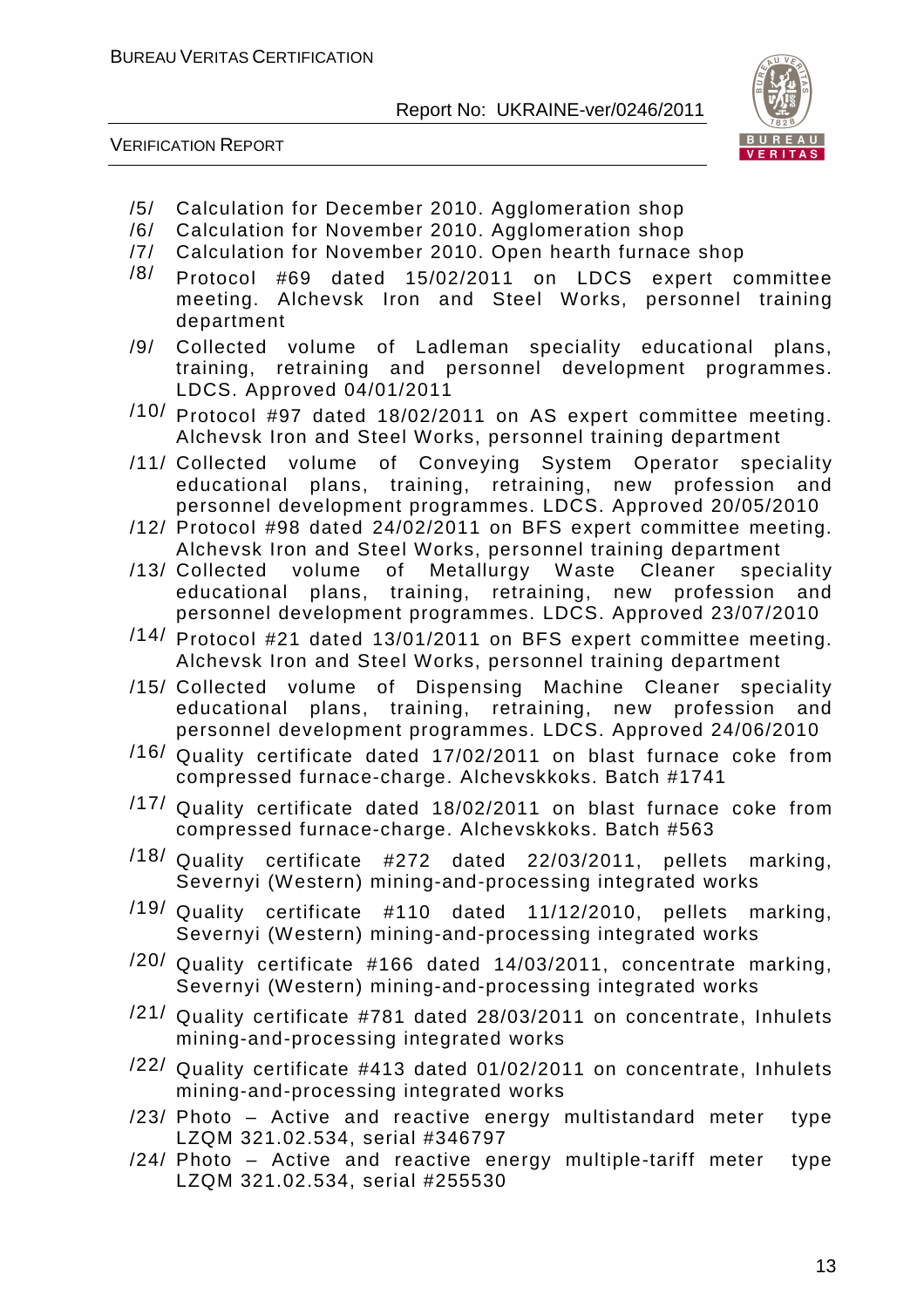/5/ Calculation for December 2010. Agglomeration shop

/6/ Calculation for November 2010. Agglomeration shop

/7/ Calculation for November 2010. Open hearth furnace shop

/8/ Protocol #69 dated 15/02/2011 on LDCS expert committee meeting. Alchevsk Iron and Steel Works, personnel training department

/9/ Collected volume of Ladleman speciality educational plans, training, retraining and personnel development programmes. LDCS. Approved 04/01/2011

/10/ Protocol #97 dated 18/02/2011 on AS expert committee meeting. Alchevsk Iron and Steel Works, personnel training department

/11/ Collected volume of Conveying System Operator speciality educational plans, training, retraining, new profession and personnel development programmes. LDCS. Approved 20/05/2010

/12/ Protocol #98 dated 24/02/2011 on BFS expert committee meeting. Alchevsk Iron and Steel Works, personnel training department

/13/ Collected volume of Metallurgy Waste Cleaner speciality educational plans, training, retraining, new profession and personnel development programmes. LDCS. Approved 23/07/2010

/14/ Protocol #21 dated 13/01/2011 on BFS expert committee meeting. Alchevsk Iron and Steel Works, personnel training department

/15/ Collected volume of Dispensing Machine Cleaner speciality educational plans, training, retraining, new profession and personnel development programmes. LDCS. Approved 24/06/2010

/16/ Quality certificate dated 17/02/2011 on blast furnace coke from compressed furnace-charge. Alchevskkoks. Batch #1741

/17/ Quality certificate dated 18/02/2011 on blast furnace coke from compressed furnace-charge. Alchevskkoks. Batch #563

/18/ Quality certificate #272 dated 22/03/2011, pellets marking, Severnyi (Western) mining-and-processing integrated works

/19/ Quality certificate #110 dated 11/12/2010, pellets marking, Severnyi (Western) mining-and-processing integrated works

/20/ Quality certificate #166 dated 14/03/2011, concentrate marking, Severnyi (Western) mining-and-processing integrated works

/21/ Quality certificate #781 dated 28/03/2011 on concentrate, Inhulets mining-and-processing integrated works

/22/ Quality certificate #413 dated 01/02/2011 on concentrate, Inhulets mining-and-processing integrated works

/23/ Photo – Active and reactive energy multistandard meter type LZQM 321.02.534, serial #346797

/24/ Photo – Active and reactive energy multiple-tariff meter type LZQM 321.02.534, serial #255530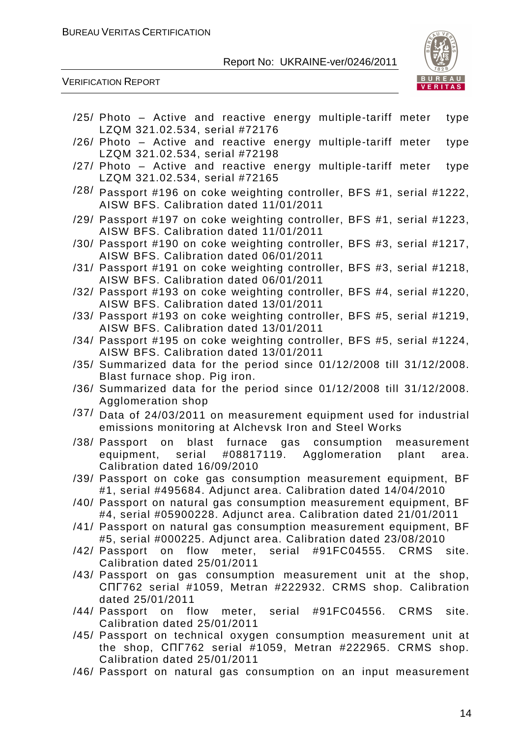/25/ Photo – Active and reactive energy multiple-tariff meter type LZQM 321.02.534, serial #72176

/26/ Photo – Active and reactive energy multiple-tariff meter type LZQM 321.02.534, serial #72198

/27/ Photo – Active and reactive energy multiple-tariff meter type LZQM 321.02.534, serial #72165

/28/ Passport #196 on coke weighting controller, BFS #1, serial #1222, AISW BFS. Calibration dated 11/01/2011

/29/ Passport #197 on coke weighting controller, BFS #1, serial #1223, AISW BFS. Calibration dated 11/01/2011

/30/ Passport #190 on coke weighting controller, BFS #3, serial #1217, AISW BFS. Calibration dated 06/01/2011

/31/ Passport #191 on coke weighting controller, BFS #3, serial #1218, AISW BFS. Calibration dated 06/01/2011

/32/ Passport #193 on coke weighting controller, BFS #4, serial #1220, AISW BFS. Calibration dated 13/01/2011

/33/ Passport #193 on coke weighting controller, BFS #5, serial #1219, AISW BFS. Calibration dated 13/01/2011

/34/ Passport #195 on coke weighting controller, BFS #5, serial #1224, AISW BFS. Calibration dated 13/01/2011

/35/ Summarized data for the period since 01/12/2008 till 31/12/2008. Blast furnace shop. Pig iron.

/36/ Summarized data for the period since 01/12/2008 till 31/12/2008. Agglomeration shop

/37/ Data of 24/03/2011 on measurement equipment used for industrial emissions monitoring at Alchevsk Iron and Steel Works

/38/ Passport on blast furnace gas consumption measurement equipment, serial #08817119. Agglomeration plant area. Calibration dated 16/09/2010

/39/ Passport on coke gas consumption measurement equipment, BF #1, serial #495684. Adjunct area. Calibration dated 14/04/2010

/40/ Passport on natural gas consumption measurement equipment, BF #4, serial #05900228. Adjunct area. Calibration dated 21/01/2011

/41/ Passport on natural gas consumption measurement equipment, BF #5, serial #000225. Adjunct area. Calibration dated 23/08/2010

/42/ Passport on flow meter, serial #91FC04555. CRMS site. Calibration dated 25/01/2011

/43/ Passport on gas consumption measurement unit at the shop, СПГ762 serial #1059, Metran #222932. CRMS shop. Calibration dated 25/01/2011

/44/ Passport on flow meter, serial #91FC04556. CRMS site. Calibration dated 25/01/2011

/45/ Passport on technical oxygen consumption measurement unit at the shop, СПГ762 serial #1059, Metran #222965. CRMS shop. Calibration dated 25/01/2011

/46/ Passport on natural gas consumption on an input measurement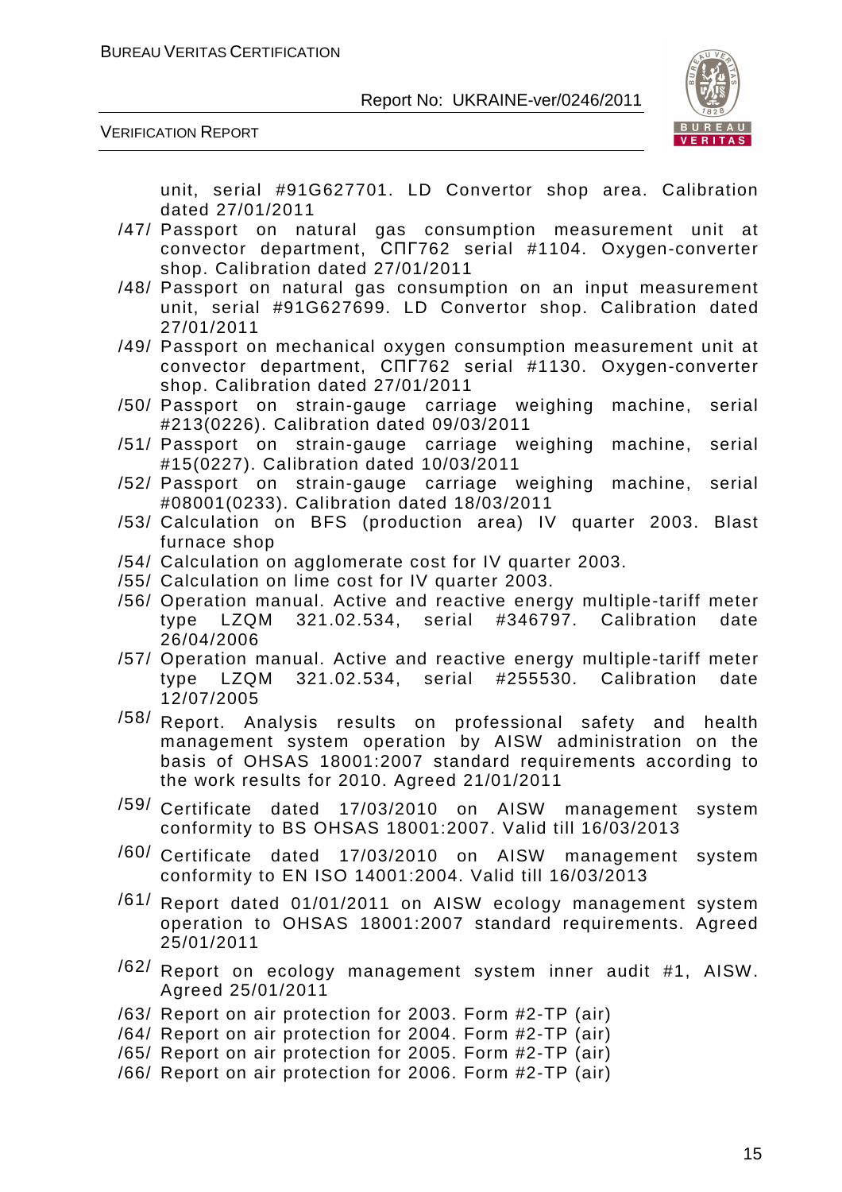unit, serial #91G627701. LD Convertor shop area. Calibration dated 27/01/2011

/47/ Passport on natural gas consumption measurement unit at convector department, СПГ762 serial #1104. Oxygen-converter shop. Calibration dated 27/01/2011

/48/ Passport on natural gas consumption on an input measurement unit, serial #91G627699. LD Convertor shop. Calibration dated 27/01/2011

/49/ Passport on mechanical oxygen consumption measurement unit at convector department, СПГ762 serial #1130. Oxygen-converter shop. Calibration dated 27/01/2011

/50/ Passport on strain-gauge carriage weighing machine, serial #213(0226). Calibration dated 09/03/2011

/51/ Passport on strain-gauge carriage weighing machine, serial #15(0227). Calibration dated 10/03/2011

/52/ Passport on strain-gauge carriage weighing machine, serial #08001(0233). Calibration dated 18/03/2011

/53/ Calculation on BFS (production area) IV quarter 2003. Blast furnace shop

/54/ Calculation on agglomerate cost for IV quarter 2003.

/55/ Calculation on lime cost for IV quarter 2003.

/56/ Operation manual. Active and reactive energy multiple-tariff meter type LZQM 321.02.534, serial #346797. Calibration date 26/04/2006

/57/ Operation manual. Active and reactive energy multiple-tariff meter type LZQM 321.02.534, serial #255530. Calibration date 12/07/2005

/58/ Report. Analysis results on professional safety and health management system operation by AISW administration on the basis of OHSAS 18001:2007 standard requirements according to the work results for 2010. Agreed 21/01/2011

/59/ Certificate dated 17/03/2010 on AISW management system conformity to BS OHSAS 18001:2007. Valid till 16/03/2013

/60/ Certificate dated 17/03/2010 on AISW management system conformity to EN ISO 14001:2004. Valid till 16/03/2013

/61/ Report dated 01/01/2011 on AISW ecology management system operation to OHSAS 18001:2007 standard requirements. Agreed 25/01/2011

/62/ Report on ecology management system inner audit #1, AISW. Agreed 25/01/2011

/63/ Report on air protection for 2003. Form #2-TP (air)

/64/ Report on air protection for 2004. Form #2-TP (air)

/65/ Report on air protection for 2005. Form #2-TP (air)

/66/ Report on air protection for 2006. Form #2-TP (air)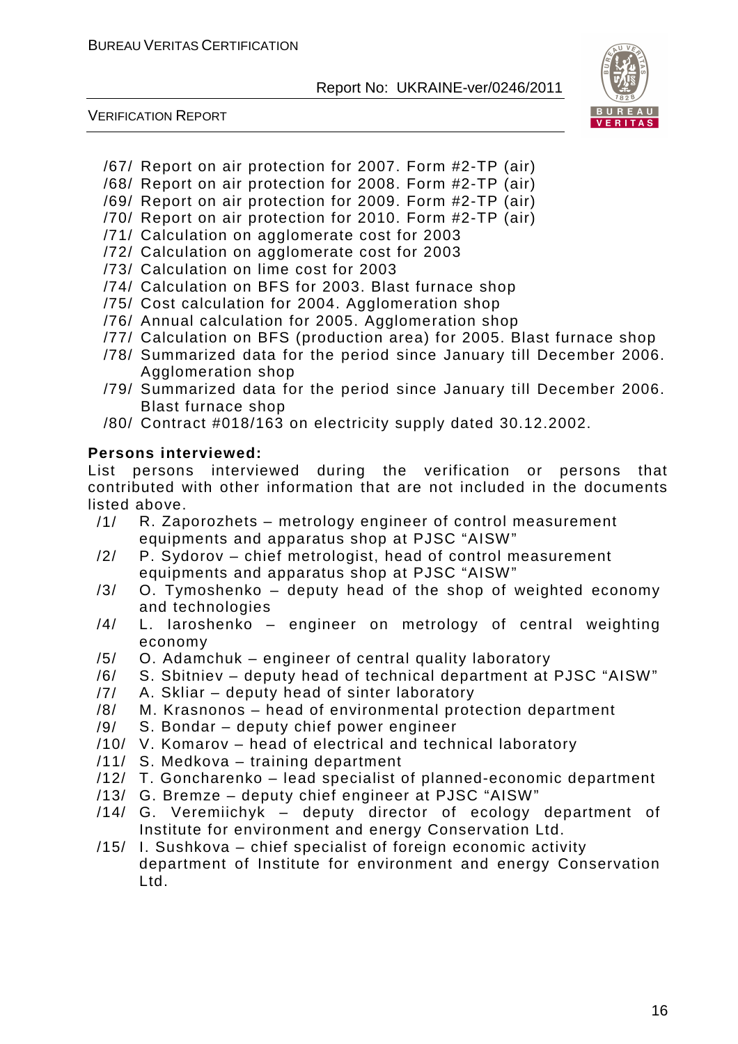/67/ Report on air protection for 2007. Form #2-TP (air)
/68/ Report on air protection for 2008. Form #2-TP (air)
/69/ Report on air protection for 2009. Form #2-TP (air)
/70/ Report on air protection for 2010. Form #2-TP (air)
/71/ Calculation on agglomerate cost for 2003
/72/ Calculation on agglomerate cost for 2003
/73/ Calculation on lime cost for 2003
/74/ Calculation on BFS for 2003. Blast furnace shop
/75/ Cost calculation for 2004. Agglomeration shop
/76/ Annual calculation for 2005. Agglomeration shop
/77/ Calculation on BFS (production area) for 2005. Blast furnace shop
/78/ Summarized data for the period since January till December 2006. Agglomeration shop
/79/ Summarized data for the period since January till December 2006. Blast furnace shop
/80/ Contract #018/163 on electricity supply dated 30.12.2002.

**Persons interviewed:**

List persons interviewed during the verification or persons that contributed with other information that are not included in the documents listed above.

/1/ R. Zaporozhets – metrology engineer of control measurement equipments and apparatus shop at PJSC "AISW"
/2/ P. Sydorov – chief metrologist, head of control measurement equipments and apparatus shop at PJSC "AISW"
/3/ O. Tymoshenko – deputy head of the shop of weighted economy and technologies
/4/ L. Iaroshenko – engineer on metrology of central weighting economy
/5/ O. Adamchuk – engineer of central quality laboratory
/6/ S. Sbitniev – deputy head of technical department at PJSC "AISW"
/7/ A. Skliar – deputy head of sinter laboratory
/8/ M. Krasnonos – head of environmental protection department
/9/ S. Bondar – deputy chief power engineer
/10/ V. Komarov – head of electrical and technical laboratory
/11/ S. Medkova – training department
/12/ T. Goncharenko – lead specialist of planned-economic department
/13/ G. Bremze – deputy chief engineer at PJSC "AISW"
/14/ G. Veremiichyk – deputy director of ecology department of Institute for environment and energy Conservation Ltd.
/15/ I. Sushkova – chief specialist of foreign economic activity department of Institute for environment and energy Conservation Ltd.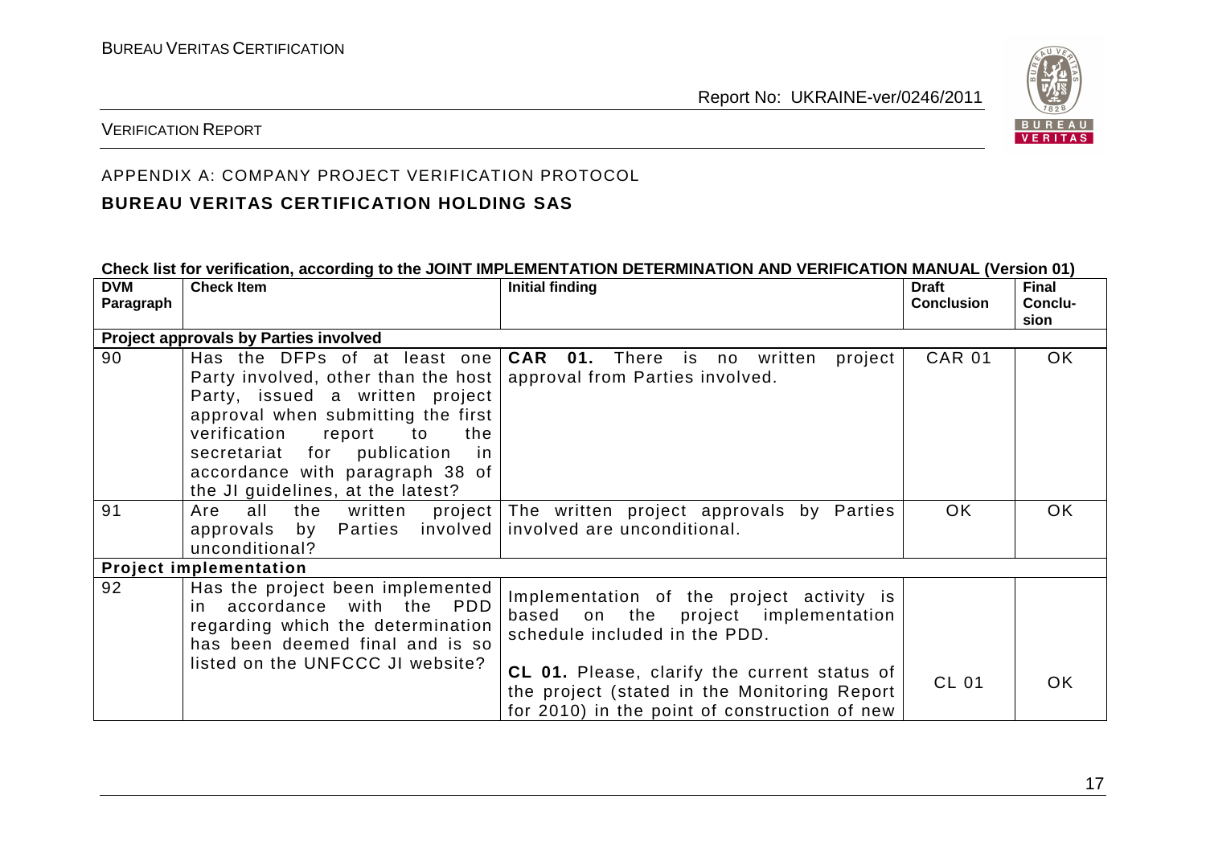VERIFICATION REPORT

APPENDIX A: COMPANY PROJECT VERIFICATION PROTOCOL

**BUREAU VERITAS CERTIFICATION HOLDING SAS**

**Check list for verification, according to the JOINT IMPLEMENTATION DETERMINATION AND VERIFICATION MANUAL (Version 01)**

| DVM Paragraph | Check Item | Initial finding | Draft Conclusion | Final Conclusion |
|---|---|---|---|---|
| **Project approvals by Parties involved** | | | | |
| 90 | Has the DFPs of at least one Party involved, other than the host Party, issued a written project approval when submitting the first verification report to the secretariat for publication in accordance with paragraph 38 of the JI guidelines, at the latest? | **CAR 01.** There is no written project approval from Parties involved. | CAR 01 | OK |
| 91 | Are all the written project approvals by Parties involved unconditional? | The written project approvals by Parties involved are unconditional. | OK | OK |
| **Project implementation** | | | | |
| 92 | Has the project been implemented in accordance with the PDD regarding which the determination has been deemed final and is so listed on the UNFCCC JI website? | Implementation of the project activity is based on the project implementation schedule included in the PDD.<br><br>**CL 01.** Please, clarify the current status of the project (stated in the Monitoring Report for 2010) in the point of construction of new | CL 01 | OK |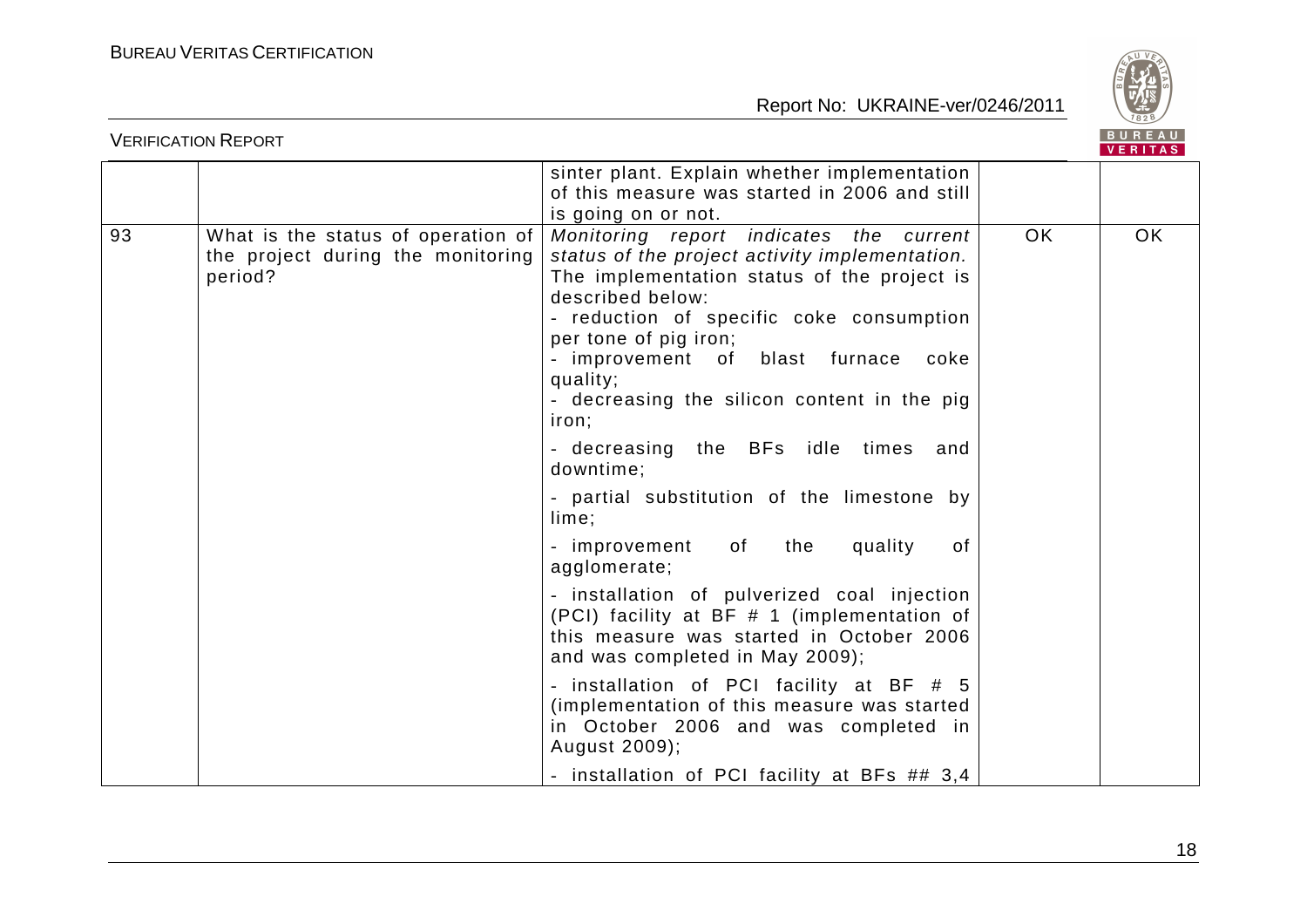| | | sinter plant. Explain whether implementation of this measure was started in 2006 and still is going on or not. | | |
|---|---|---|---|---|
| 93 | What is the status of operation of the project during the monitoring period? | *Monitoring report indicates the current status of the project activity implementation.* The implementation status of the project is described below:<br>- reduction of specific coke consumption per tone of pig iron;<br>- improvement of blast furnace coke quality;<br>- decreasing the silicon content in the pig iron;<br>- decreasing the BFs idle times and downtime;<br>- partial substitution of the limestone by lime;<br>- improvement of the quality of agglomerate;<br>- installation of pulverized coal injection (PCI) facility at BF # 1 (implementation of this measure was started in October 2006 and was completed in May 2009);<br>- installation of PCI facility at BF # 5 (implementation of this measure was started in October 2006 and was completed in August 2009);<br>- installation of PCI facility at BFs ## 3,4 | OK | OK |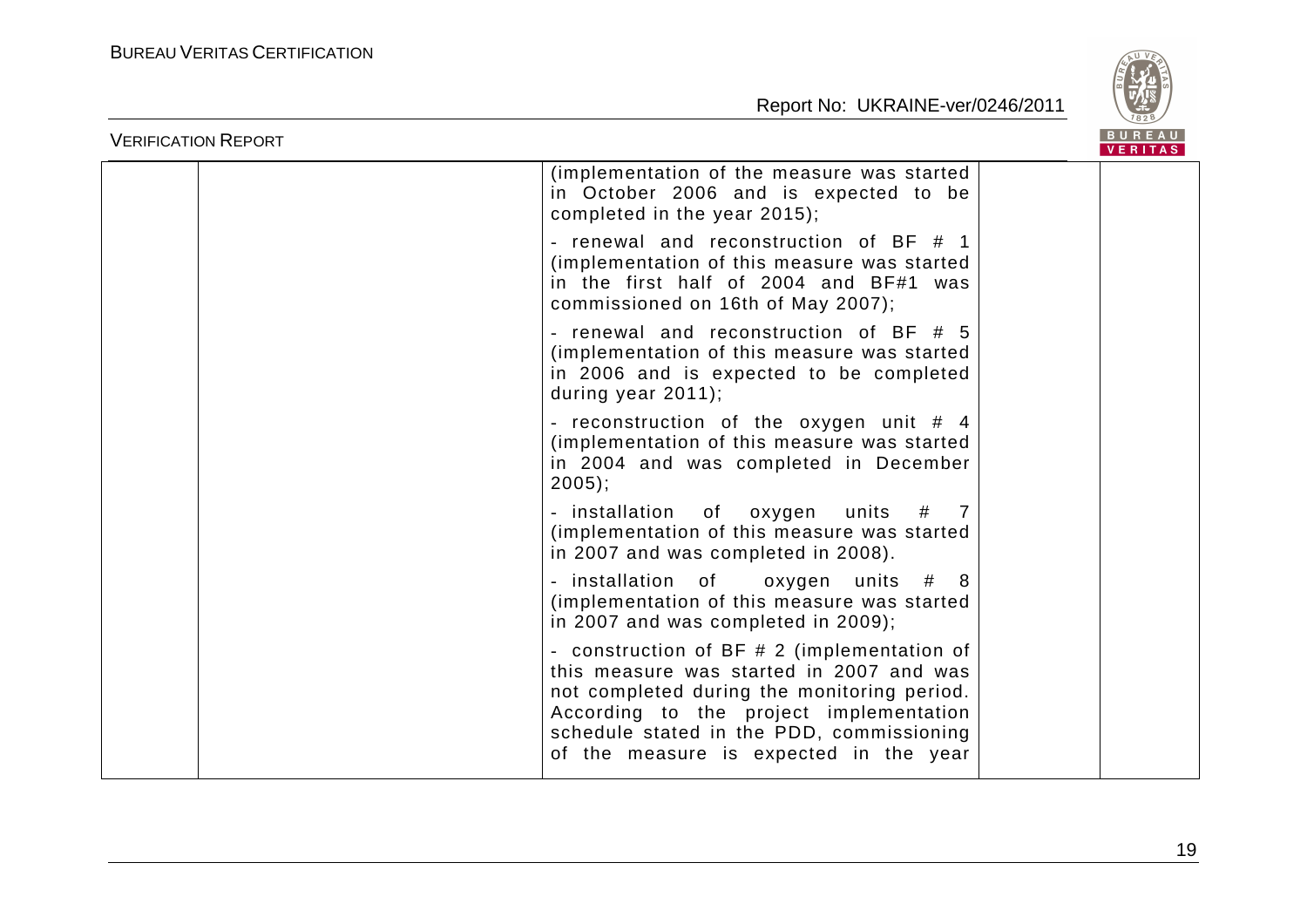| | | | | |
|---|---|---|---|---|
| | | (implementation of the measure was started in October 2006 and is expected to be completed in the year 2015);<br><br>- renewal and reconstruction of BF # 1 (implementation of this measure was started in the first half of 2004 and BF#1 was commissioned on 16th of May 2007);<br><br>- renewal and reconstruction of BF # 5 (implementation of this measure was started in 2006 and is expected to be completed during year 2011);<br><br>- reconstruction of the oxygen unit # 4 (implementation of this measure was started in 2004 and was completed in December 2005);<br><br>- installation of oxygen units # 7 (implementation of this measure was started in 2007 and was completed in 2008).<br><br>- installation of oxygen units # 8 (implementation of this measure was started in 2007 and was completed in 2009);<br><br>- construction of BF # 2 (implementation of this measure was started in 2007 and was not completed during the monitoring period. According to the project implementation schedule stated in the PDD, commissioning of the measure is expected in the year | | |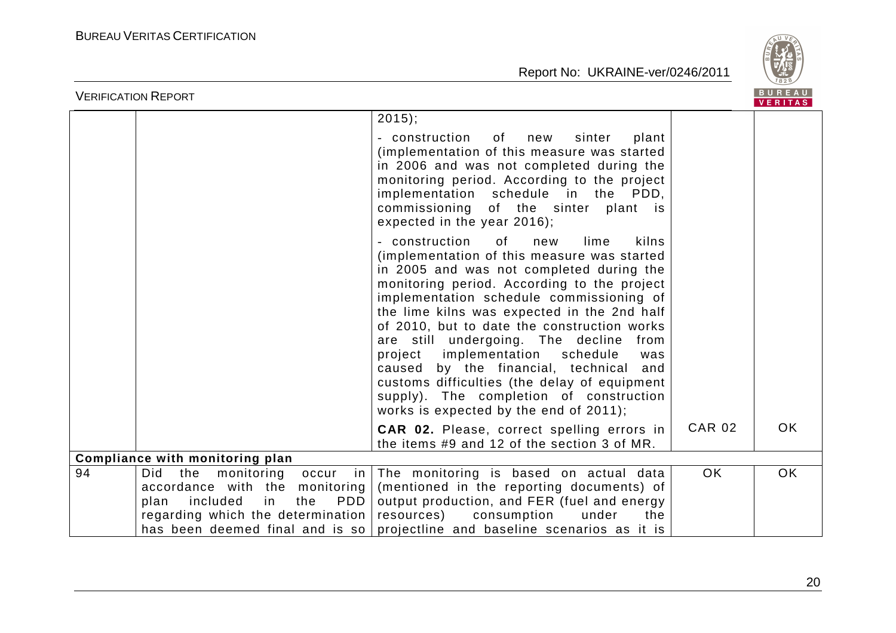| | | | | |
|---|---|---|---|---|
| | | 2015); | | |
| | | - construction of new sinter plant (implementation of this measure was started in 2006 and was not completed during the monitoring period. According to the project implementation schedule in the PDD, commissioning of the sinter plant is expected in the year 2016); | | |
| | | - construction of new lime kilns (implementation of this measure was started in 2005 and was not completed during the monitoring period. According to the project implementation schedule commissioning of the lime kilns was expected in the 2nd half of 2010, but to date the construction works are still undergoing. The decline from project implementation schedule was caused by the financial, technical and customs difficulties (the delay of equipment supply). The completion of construction works is expected by the end of 2011); | | |
| | | **CAR 02.** Please, correct spelling errors in the items #9 and 12 of the section 3 of MR. | CAR 02 | OK |
| **Compliance with monitoring plan** | | | | |
| 94 | Did the monitoring occur in accordance with the monitoring plan included in the PDD regarding which the determination has been deemed final and is so | The monitoring is based on actual data (mentioned in the reporting documents) of output production, and FER (fuel and energy resources) consumption under the projectline and baseline scenarios as it is | OK | OK |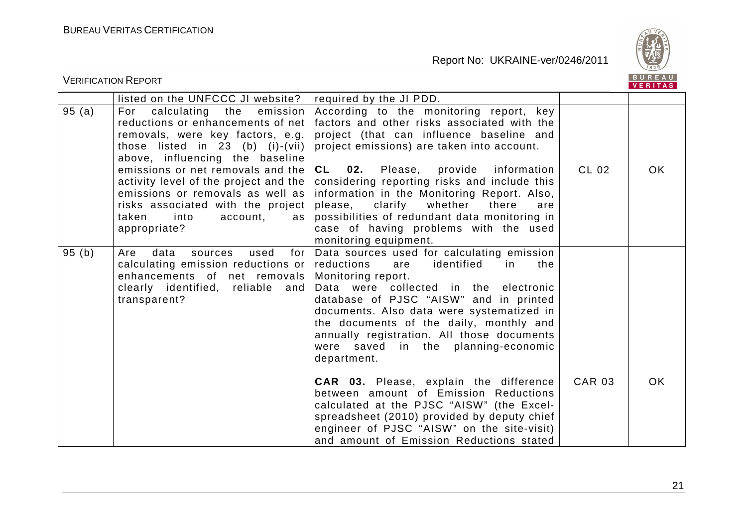| | listed on the UNFCCC JI website? | required by the JI PDD. | | |
|---|---|---|---|---|
| 95 (a) | For calculating the emission reductions or enhancements of net removals, were key factors, e.g. those listed in 23 (b) (i)-(vii) above, influencing the baseline emissions or net removals and the activity level of the project and the emissions or removals as well as risks associated with the project taken into account, as appropriate? | According to the monitoring report, key factors and other risks associated with the project (that can influence baseline and project emissions) are taken into account.<br><br>**CL 02.** Please, provide information considering reporting risks and include this information in the Monitoring Report. Also, please, clarify whether there are possibilities of redundant data monitoring in case of having problems with the used monitoring equipment. | CL 02 | OK |
| 95 (b) | Are data sources used for calculating emission reductions or enhancements of net removals clearly identified, reliable and transparent? | Data sources used for calculating emission reductions are identified in the Monitoring report.<br>Data were collected in the electronic database of PJSC "AISW" and in printed documents. Also data were systematized in the documents of the daily, monthly and annually registration. All those documents were saved in the planning-economic department.<br><br>**CAR 03.** Please, explain the difference between amount of Emission Reductions calculated at the PJSC "AISW" (the Excel-spreadsheet (2010) provided by deputy chief engineer of PJSC "AISW" on the site-visit) and amount of Emission Reductions stated | CAR 03 | OK |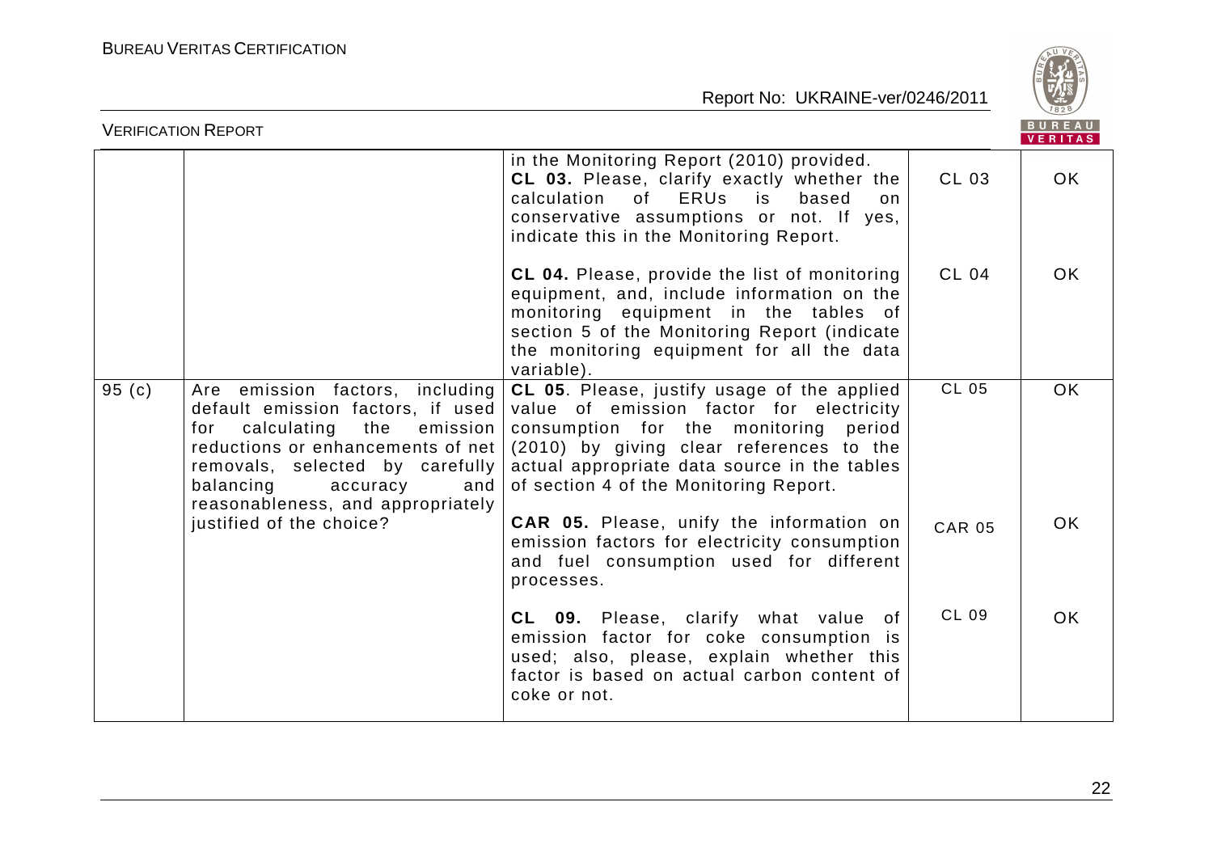| | | | | |
|---|---|---|---|---|
| | | in the Monitoring Report (2010) provided.<br>**CL 03.** Please, clarify exactly whether the calculation of ERUs is based on conservative assumptions or not. If yes, indicate this in the Monitoring Report. | CL 03 | OK |
| | | **CL 04.** Please, provide the list of monitoring equipment, and, include information on the monitoring equipment in the tables of section 5 of the Monitoring Report (indicate the monitoring equipment for all the data variable). | CL 04 | OK |
| 95 (c) | Are emission factors, including default emission factors, if used for calculating the emission reductions or enhancements of net removals, selected by carefully balancing accuracy and reasonableness, and appropriately justified of the choice? | **CL 05**. Please, justify usage of the applied value of emission factor for electricity consumption for the monitoring period (2010) by giving clear references to the actual appropriate data source in the tables of section 4 of the Monitoring Report. | CL 05 | OK |
| | | **CAR 05.** Please, unify the information on emission factors for electricity consumption and fuel consumption used for different processes. | CAR 05 | OK |
| | | **CL 09.** Please, clarify what value of emission factor for coke consumption is used; also, please, explain whether this factor is based on actual carbon content of coke or not. | CL 09 | OK |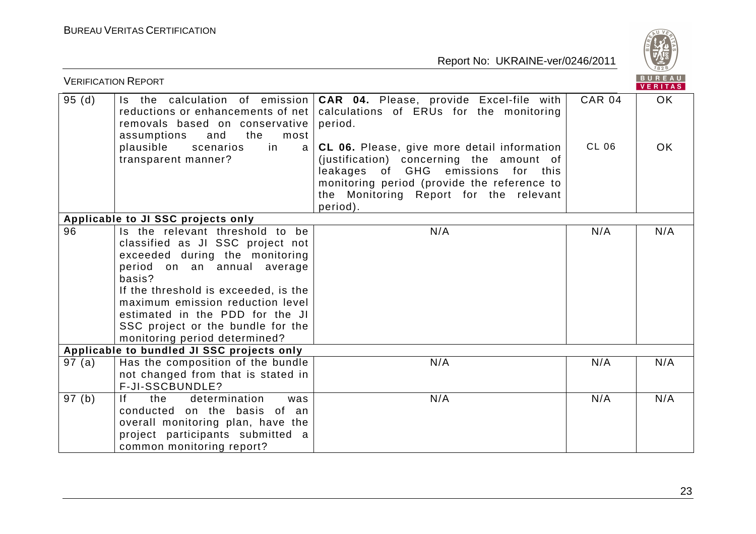| 95 (d) | Is the calculation of emission reductions or enhancements of net removals based on conservative assumptions and the most plausible scenarios in a transparent manner? | **CAR 04.** Please, provide Excel-file with calculations of ERUs for the monitoring period.<br><br>**CL 06.** Please, give more detail information (justification) concerning the amount of leakages of GHG emissions for this monitoring period (provide the reference to the Monitoring Report for the relevant period). | CAR 04<br><br>CL 06 | OK<br><br>OK |
|---|---|---|---|---|
| **Applicable to JI SSC projects only** | | | | |
| 96 | Is the relevant threshold to be classified as JI SSC project not exceeded during the monitoring period on an annual average basis?<br>If the threshold is exceeded, is the maximum emission reduction level estimated in the PDD for the JI SSC project or the bundle for the monitoring period determined? | N/A | N/A | N/A |
| **Applicable to bundled JI SSC projects only** | | | | |
| 97 (a) | Has the composition of the bundle not changed from that is stated in F-JI-SSCBUNDLE? | N/A | N/A | N/A |
| 97 (b) | If the determination was conducted on the basis of an overall monitoring plan, have the project participants submitted a common monitoring report? | N/A | N/A | N/A |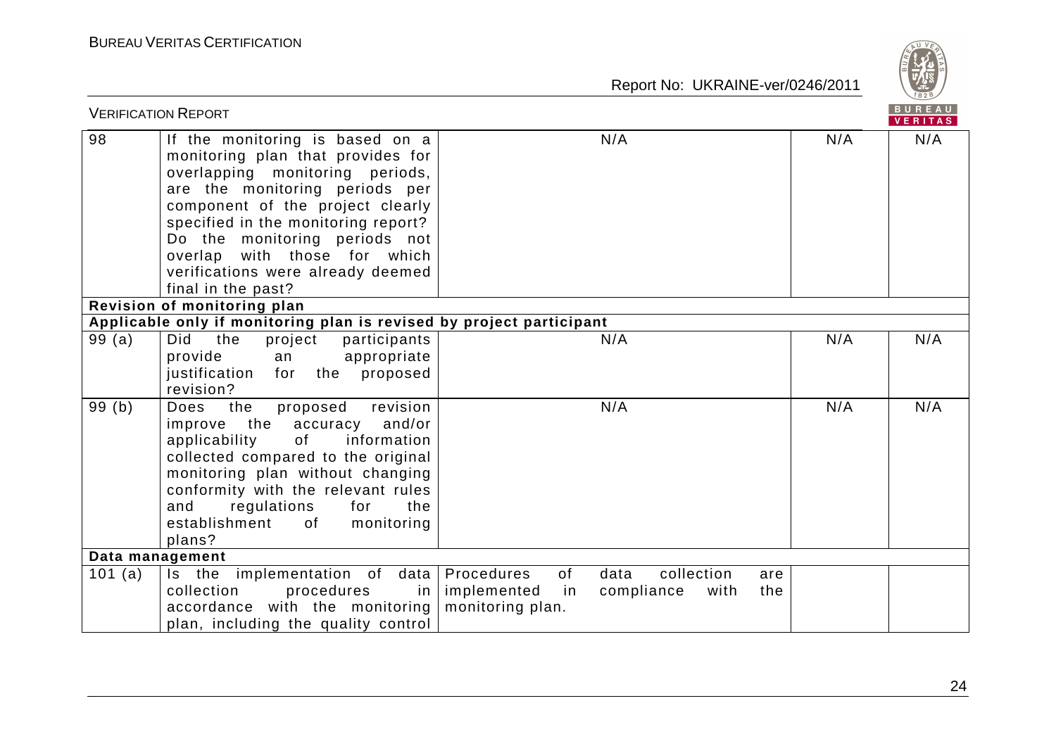| 98 | If the monitoring is based on a monitoring plan that provides for overlapping monitoring periods, are the monitoring periods per component of the project clearly specified in the monitoring report? Do the monitoring periods not overlap with those for which verifications were already deemed final in the past? | N/A | N/A | N/A |
|---|---|---|---|---|
| **Revision of monitoring plan** | | | | |
| **Applicable only if monitoring plan is revised by project participant** | | | | |
| 99 (a) | Did the project participants provide an appropriate justification for the proposed revision? | N/A | N/A | N/A |
| 99 (b) | Does the proposed revision improve the accuracy and/or applicability of information collected compared to the original monitoring plan without changing conformity with the relevant rules and regulations for the establishment of monitoring plans? | N/A | N/A | N/A |
| **Data management** | | | | |
| 101 (a) | Is the implementation of data collection procedures in accordance with the monitoring plan, including the quality control | Procedures of data collection are implemented in compliance with the monitoring plan. | | |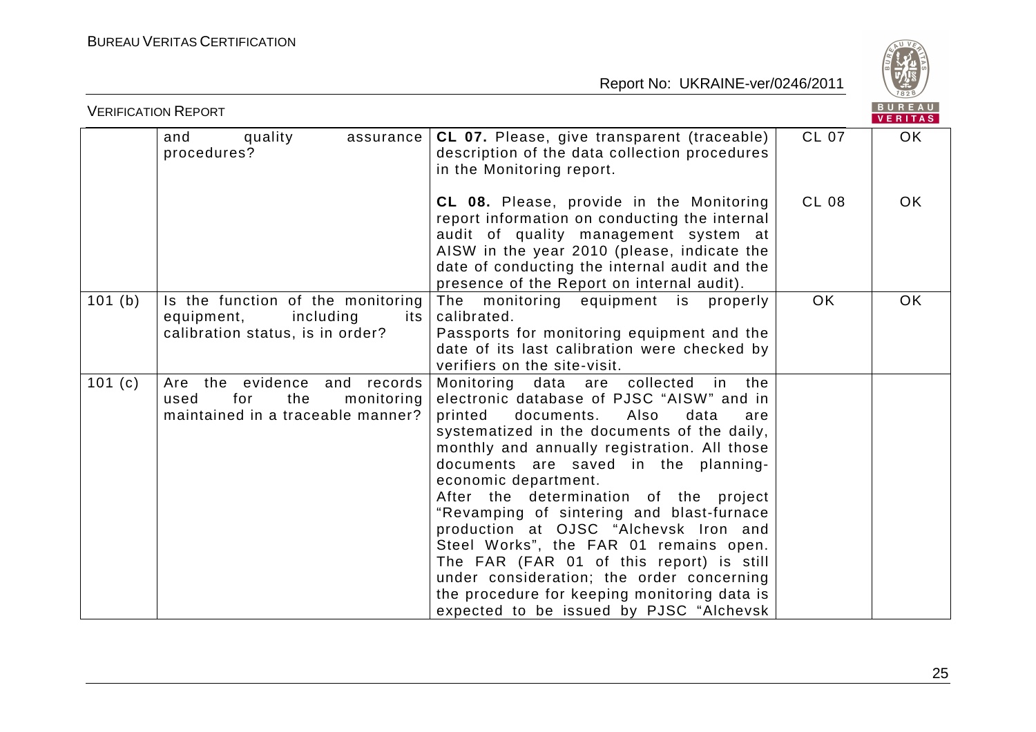| | | | | |
|---|---|---|---|---|
| | and quality assurance procedures? | **CL 07.** Please, give transparent (traceable) description of the data collection procedures in the Monitoring report.<br><br>**CL 08.** Please, provide in the Monitoring report information on conducting the internal audit of quality management system at AISW in the year 2010 (please, indicate the date of conducting the internal audit and the presence of the Report on internal audit). | CL 07<br><br><br><br>CL 08 | OK<br><br><br><br>OK |
| 101 (b) | Is the function of the monitoring equipment, including its calibration status, is in order? | The monitoring equipment is properly calibrated.<br>Passports for monitoring equipment and the date of its last calibration were checked by verifiers on the site-visit. | OK | OK |
| 101 (c) | Are the evidence and records used for the monitoring maintained in a traceable manner? | Monitoring data are collected in the electronic database of PJSC "AISW" and in printed documents. Also data are systematized in the documents of the daily, monthly and annually registration. All those documents are saved in the planning-economic department.<br>After the determination of the project "Revamping of sintering and blast-furnace production at OJSC "Alchevsk Iron and Steel Works", the FAR 01 remains open. The FAR (FAR 01 of this report) is still under consideration; the order concerning the procedure for keeping monitoring data is expected to be issued by PJSC "Alchevsk | | |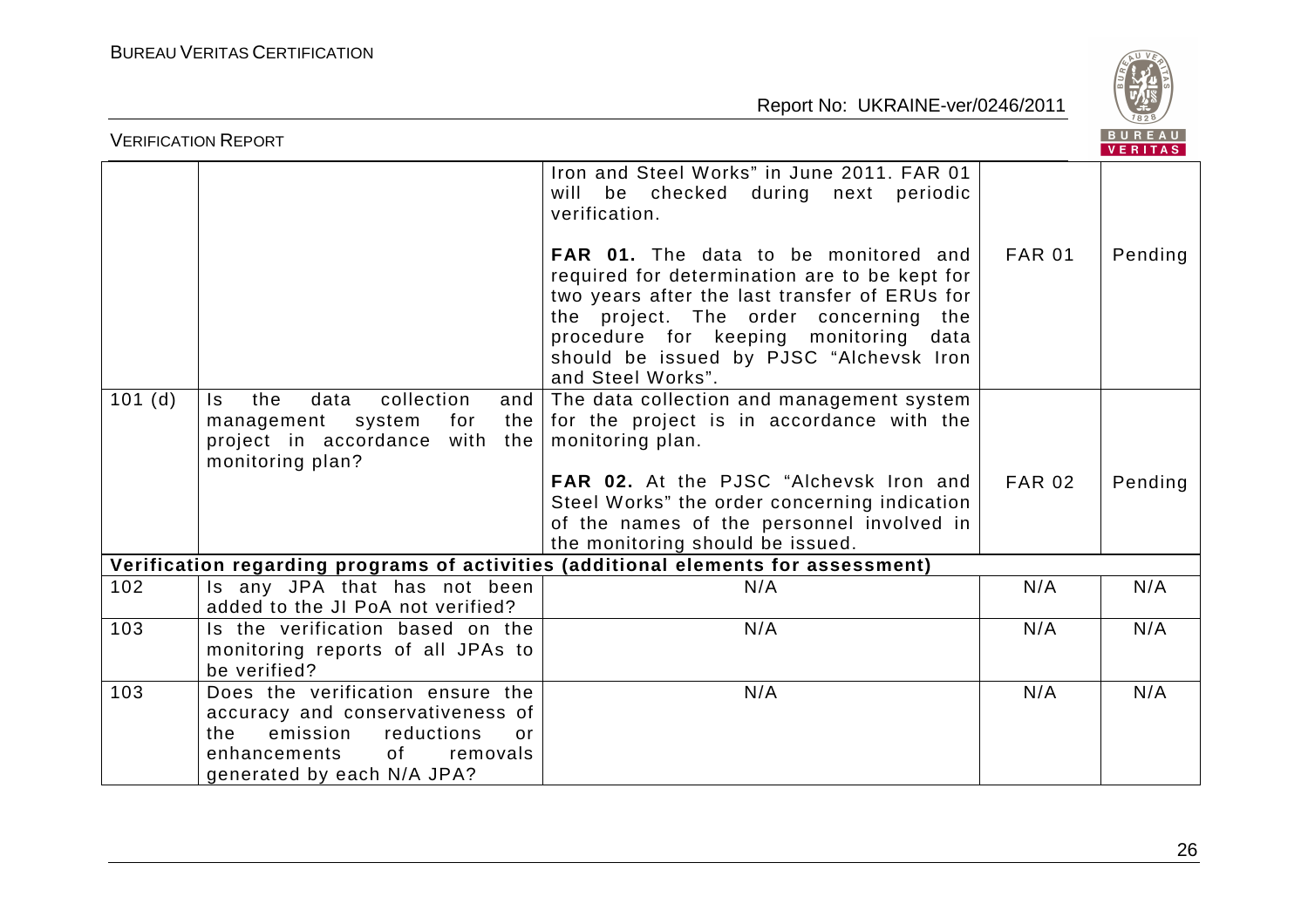| | | Iron and Steel Works" in June 2011. FAR 01 will be checked during next periodic verification.<br><br>**FAR 01.** The data to be monitored and required for determination are to be kept for two years after the last transfer of ERUs for the project. The order concerning the procedure for keeping monitoring data should be issued by PJSC "Alchevsk Iron and Steel Works". | FAR 01 | Pending |
|---|---|---|---|---|
| 101 (d) | Is the data collection and management system for the project in accordance with the monitoring plan? | The data collection and management system for the project is in accordance with the monitoring plan.<br><br>**FAR 02.** At the PJSC "Alchevsk Iron and Steel Works" the order concerning indication of the names of the personnel involved in the monitoring should be issued. | FAR 02 | Pending |
| **Verification regarding programs of activities (additional elements for assessment)** | | | | |
| 102 | Is any JPA that has not been added to the JI PoA not verified? | N/A | N/A | N/A |
| 103 | Is the verification based on the monitoring reports of all JPAs to be verified? | N/A | N/A | N/A |
| 103 | Does the verification ensure the accuracy and conservativeness of the emission reductions or enhancements of removals generated by each N/A JPA? | N/A | N/A | N/A |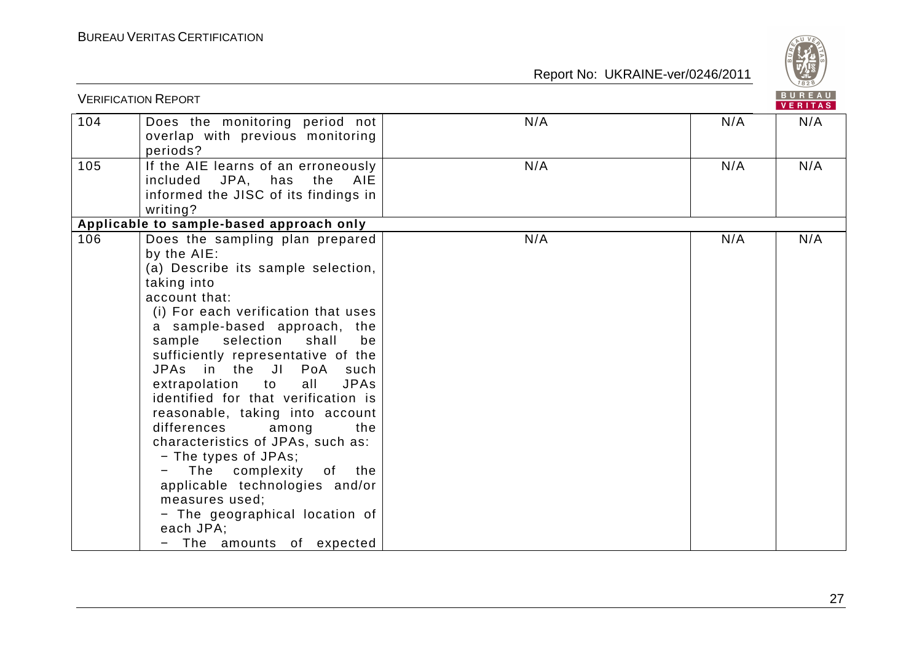| 104 | Does the monitoring period not overlap with previous monitoring periods? | N/A | N/A | N/A |
|---|---|---|---|---|
| 105 | If the AIE learns of an erroneously included JPA, has the AIE informed the JISC of its findings in writing? | N/A | N/A | N/A |
| **Applicable to sample-based approach only** | | | | |
| 106 | Does the sampling plan prepared by the AIE:<br>(a) Describe its sample selection, taking into account that:<br>(i) For each verification that uses a sample-based approach, the sample selection shall be sufficiently representative of the JPAs in the JI PoA such extrapolation to all JPAs identified for that verification is reasonable, taking into account differences among the characteristics of JPAs, such as:<br>− The types of JPAs;<br>− The complexity of the applicable technologies and/or measures used;<br>− The geographical location of each JPA;<br>− The amounts of expected | N/A | N/A | N/A |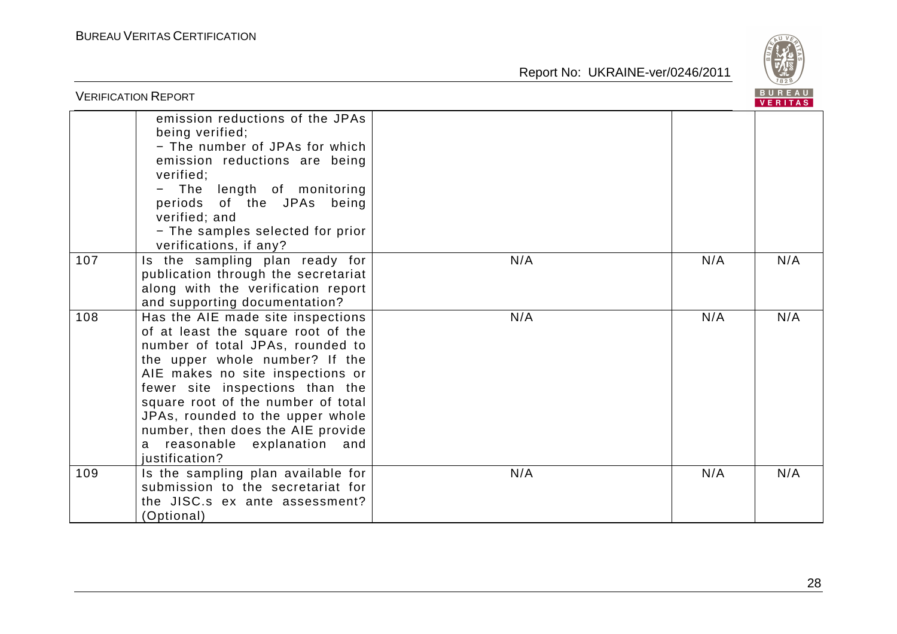| | | | | |
|---|---|---|---|---|
| | emission reductions of the JPAs being verified;<br>− The number of JPAs for which emission reductions are being verified;<br>− The length of monitoring periods of the JPAs being verified; and<br>− The samples selected for prior verifications, if any? | | | |
| 107 | Is the sampling plan ready for publication through the secretariat along with the verification report and supporting documentation? | N/A | N/A | N/A |
| 108 | Has the AIE made site inspections of at least the square root of the number of total JPAs, rounded to the upper whole number? If the AIE makes no site inspections or fewer site inspections than the square root of the number of total JPAs, rounded to the upper whole number, then does the AIE provide a reasonable explanation and justification? | N/A | N/A | N/A |
| 109 | Is the sampling plan available for submission to the secretariat for the JISC.s ex ante assessment? (Optional) | N/A | N/A | N/A |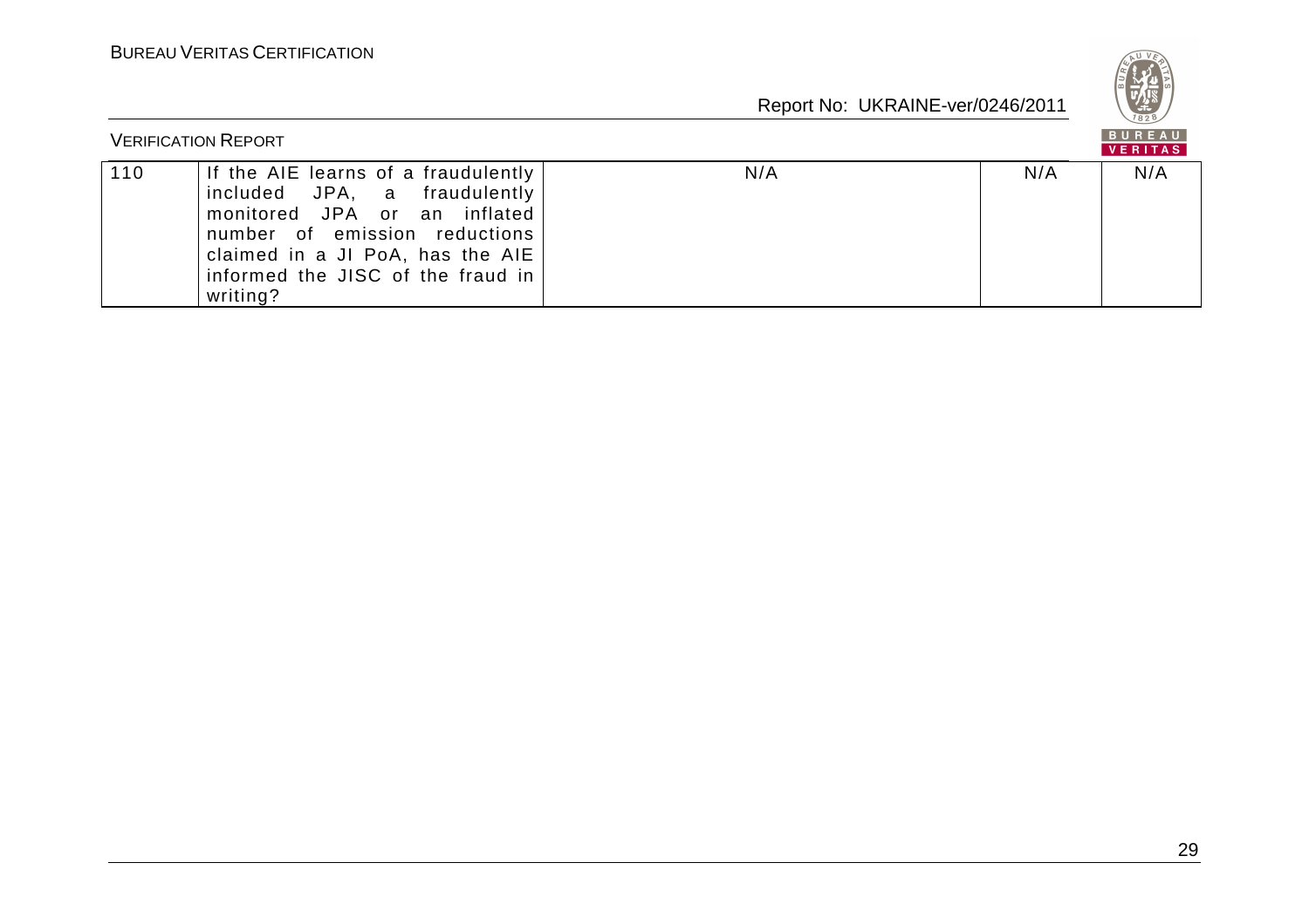| 110 | If the AIE learns of a fraudulently included JPA, a fraudulently monitored JPA or an inflated number of emission reductions claimed in a JI PoA, has the AIE informed the JISC of the fraud in writing? | N/A | N/A | N/A |
|---|---|---|---|---|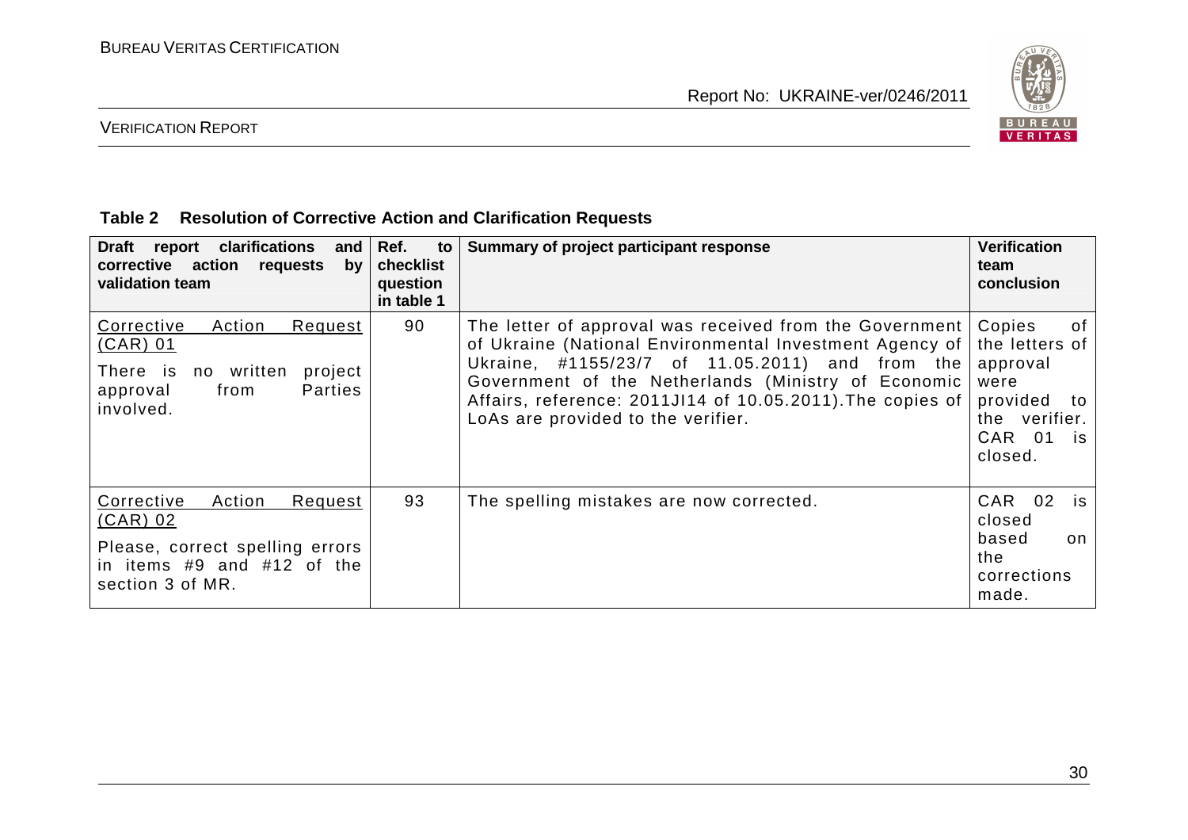**Table 2 Resolution of Corrective Action and Clarification Requests**

| Draft report clarifications and corrective action requests by validation team | Ref. to checklist question in table 1 | Summary of project participant response | Verification team conclusion |
|---|---|---|---|
| Corrective Action Request (CAR) 01<br>There is no written project approval from Parties involved. | 90 | The letter of approval was received from the Government of Ukraine (National Environmental Investment Agency of Ukraine, #1155/23/7 of 11.05.2011) and from the Government of the Netherlands (Ministry of Economic Affairs, reference: 2011JI14 of 10.05.2011).The copies of LoAs are provided to the verifier. | Copies of the letters of approval were provided to the verifier. CAR 01 is closed. |
| Corrective Action Request (CAR) 02<br>Please, correct spelling errors in items #9 and #12 of the section 3 of MR. | 93 | The spelling mistakes are now corrected. | CAR 02 is closed based on the corrections made. |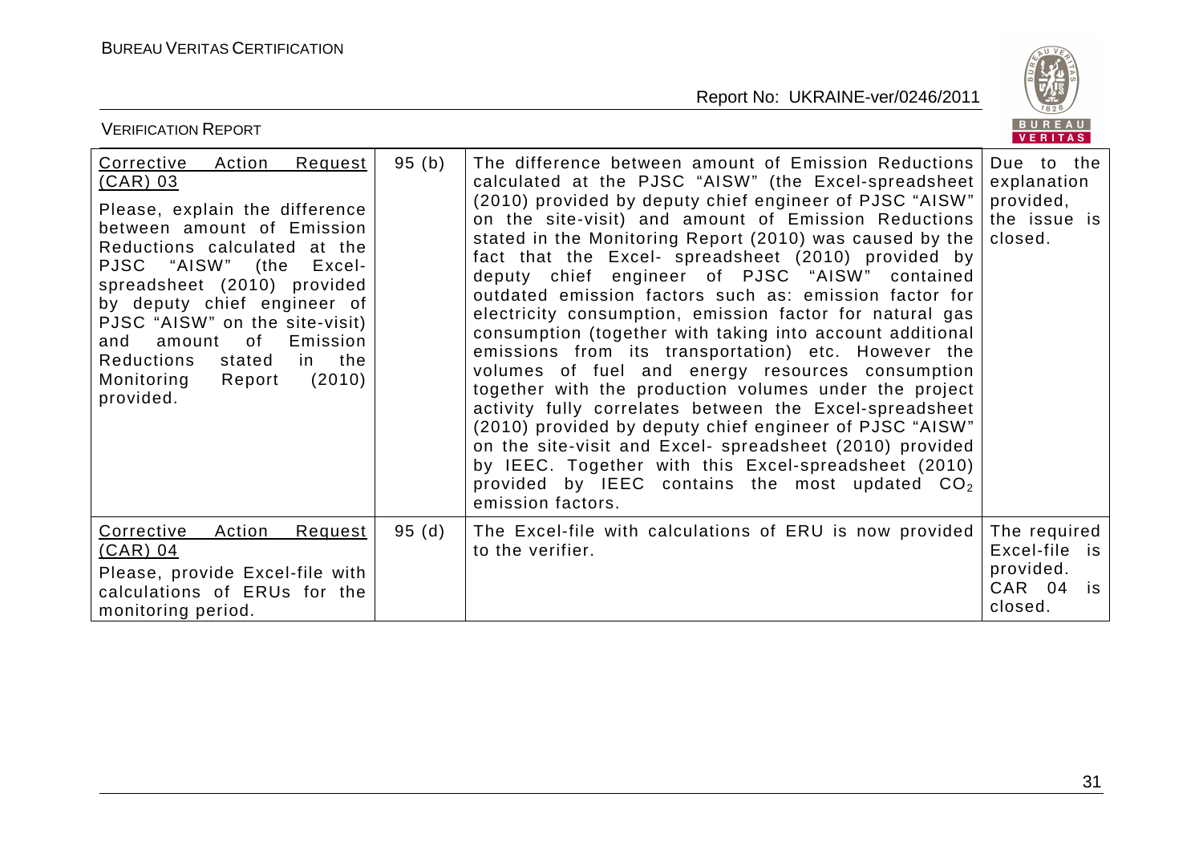| Corrective Action Request (CAR) 03<br>Please, explain the difference between amount of Emission Reductions calculated at the PJSC "AISW" (the Excel-spreadsheet (2010) provided by deputy chief engineer of PJSC "AISW" on the site-visit) and amount of Emission Reductions stated in the Monitoring Report (2010) provided. | 95 (b) | The difference between amount of Emission Reductions calculated at the PJSC "AISW" (the Excel-spreadsheet (2010) provided by deputy chief engineer of PJSC "AISW" on the site-visit) and amount of Emission Reductions stated in the Monitoring Report (2010) was caused by the fact that the Excel- spreadsheet (2010) provided by deputy chief engineer of PJSC "AISW" contained outdated emission factors such as: emission factor for electricity consumption, emission factor for natural gas consumption (together with taking into account additional emissions from its transportation) etc. However the volumes of fuel and energy resources consumption together with the production volumes under the project activity fully correlates between the Excel-spreadsheet (2010) provided by deputy chief engineer of PJSC "AISW" on the site-visit and Excel- spreadsheet (2010) provided by IEEC. Together with this Excel-spreadsheet (2010) provided by IEEC contains the most updated $CO_2$ emission factors. | Due to the explanation provided, the issue is closed. |
|---|---|---|---|
| Corrective Action Request (CAR) 04<br>Please, provide Excel-file with calculations of ERUs for the monitoring period. | 95 (d) | The Excel-file with calculations of ERU is now provided to the verifier. | The required Excel-file is provided. CAR 04 is closed. |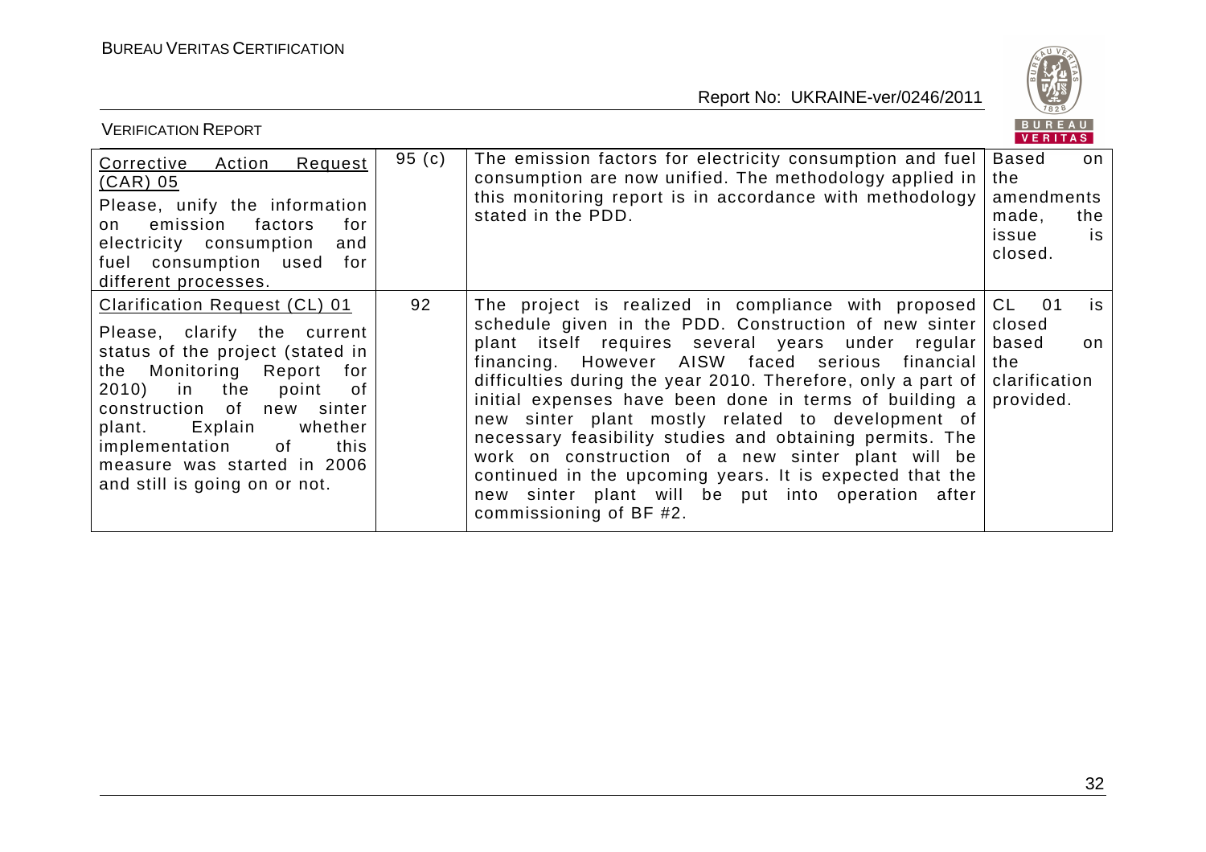| | | | |
|---|---|---|---|
| Corrective Action Request (CAR) 05<br>Please, unify the information on emission factors for electricity consumption and fuel consumption used for different processes. | 95 (c) | The emission factors for electricity consumption and fuel consumption are now unified. The methodology applied in this monitoring report is in accordance with methodology stated in the PDD. | Based on the amendments made, the issue is closed. |
| Clarification Request (CL) 01<br>Please, clarify the current status of the project (stated in the Monitoring Report for 2010) in the point of construction of new sinter plant. Explain whether implementation of this measure was started in 2006 and still is going on or not. | 92 | The project is realized in compliance with proposed schedule given in the PDD. Construction of new sinter plant itself requires several years under regular financing. However AISW faced serious financial difficulties during the year 2010. Therefore, only a part of initial expenses have been done in terms of building a new sinter plant mostly related to development of necessary feasibility studies and obtaining permits. The work on construction of a new sinter plant will be continued in the upcoming years. It is expected that the new sinter plant will be put into operation after commissioning of BF #2. | CL 01 is closed based on the clarification provided. |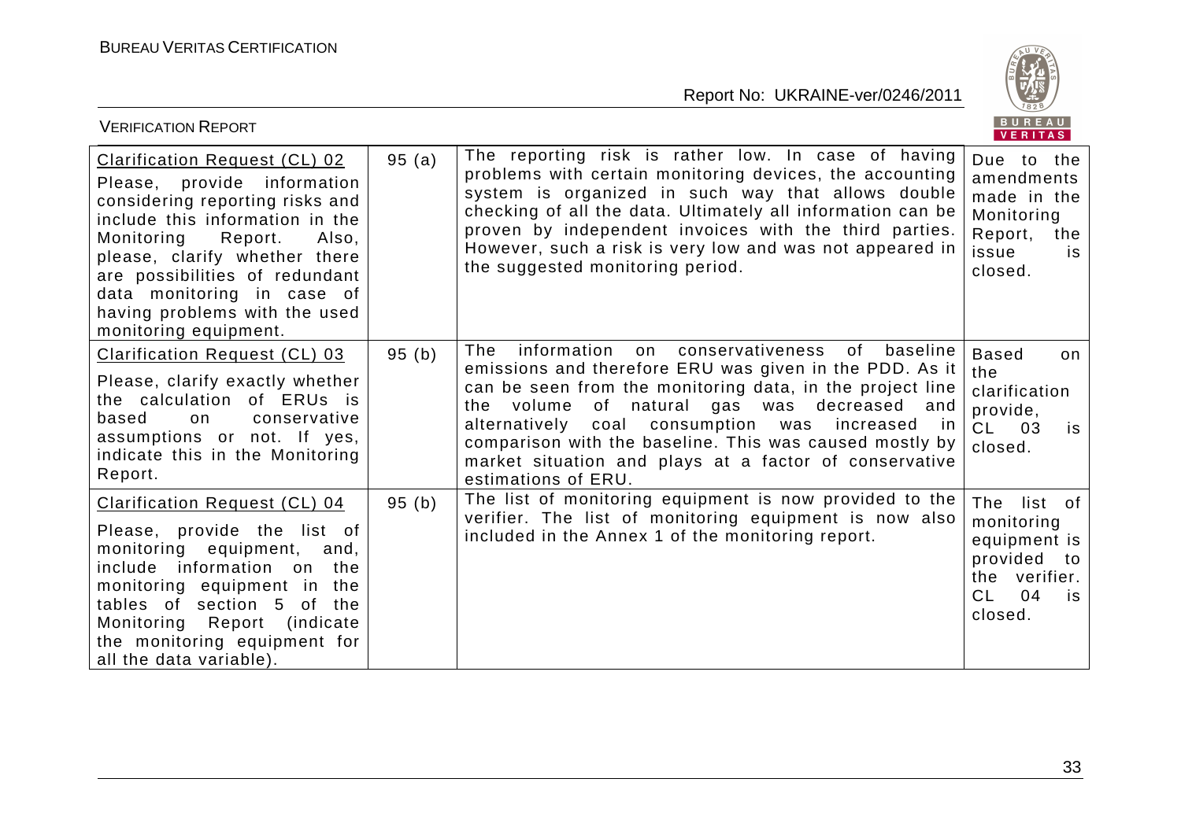| Clarification Request (CL) 02<br>Please, provide information considering reporting risks and include this information in the Monitoring Report. Also, please, clarify whether there are possibilities of redundant data monitoring in case of having problems with the used monitoring equipment. | 95 (a) | The reporting risk is rather low. In case of having problems with certain monitoring devices, the accounting system is organized in such way that allows double checking of all the data. Ultimately all information can be proven by independent invoices with the third parties. However, such a risk is very low and was not appeared in the suggested monitoring period. | Due to the amendments made in the Monitoring Report, the issue is closed. |
|---|---|---|---|
| Clarification Request (CL) 03<br>Please, clarify exactly whether the calculation of ERUs is based on conservative assumptions or not. If yes, indicate this in the Monitoring Report. | 95 (b) | The information on conservativeness of baseline emissions and therefore ERU was given in the PDD. As it can be seen from the monitoring data, in the project line the volume of natural gas was decreased and alternatively coal consumption was increased in comparison with the baseline. This was caused mostly by market situation and plays at a factor of conservative estimations of ERU. | Based on the clarification provide, CL 03 is closed. |
| Clarification Request (CL) 04<br>Please, provide the list of monitoring equipment, and, include information on the monitoring equipment in the tables of section 5 of the Monitoring Report (indicate the monitoring equipment for all the data variable). | 95 (b) | The list of monitoring equipment is now provided to the verifier. The list of monitoring equipment is now also included in the Annex 1 of the monitoring report. | The list of monitoring equipment is provided to the verifier. CL 04 is closed. |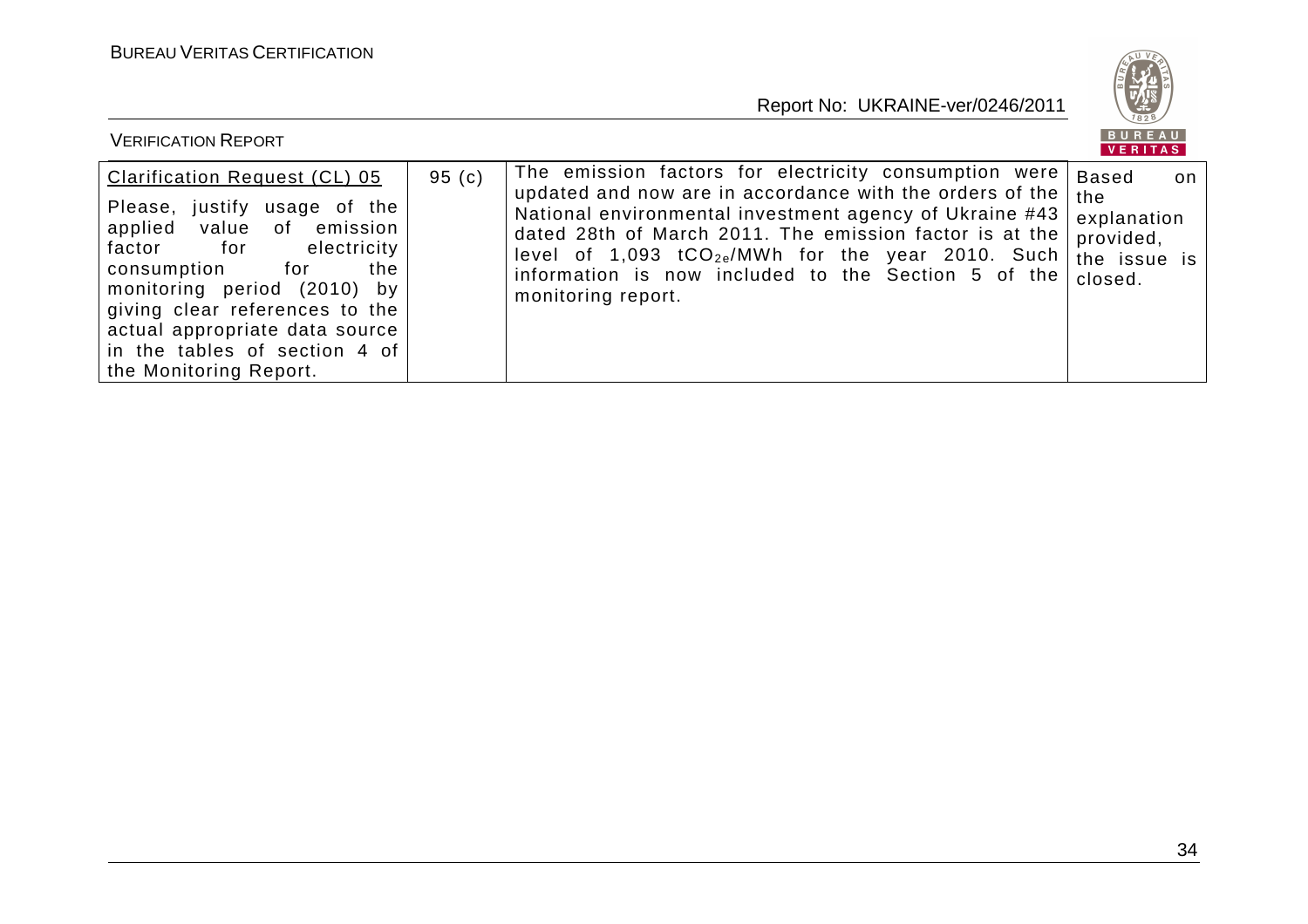| | | | |
|---|---|---|---|
| Clarification Request (CL) 05<br><br>Please, justify usage of the applied value of emission factor for electricity consumption for the monitoring period (2010) by giving clear references to the actual appropriate data source in the tables of section 4 of the Monitoring Report. | 95 (c) | The emission factors for electricity consumption were updated and now are in accordance with the orders of the National environmental investment agency of Ukraine #43 dated 28th of March 2011. The emission factor is at the level of 1,093 $tCO_{2e}$/MWh for the year 2010. Such information is now included to the Section 5 of the monitoring report. | Based on the explanation provided, the issue is closed. |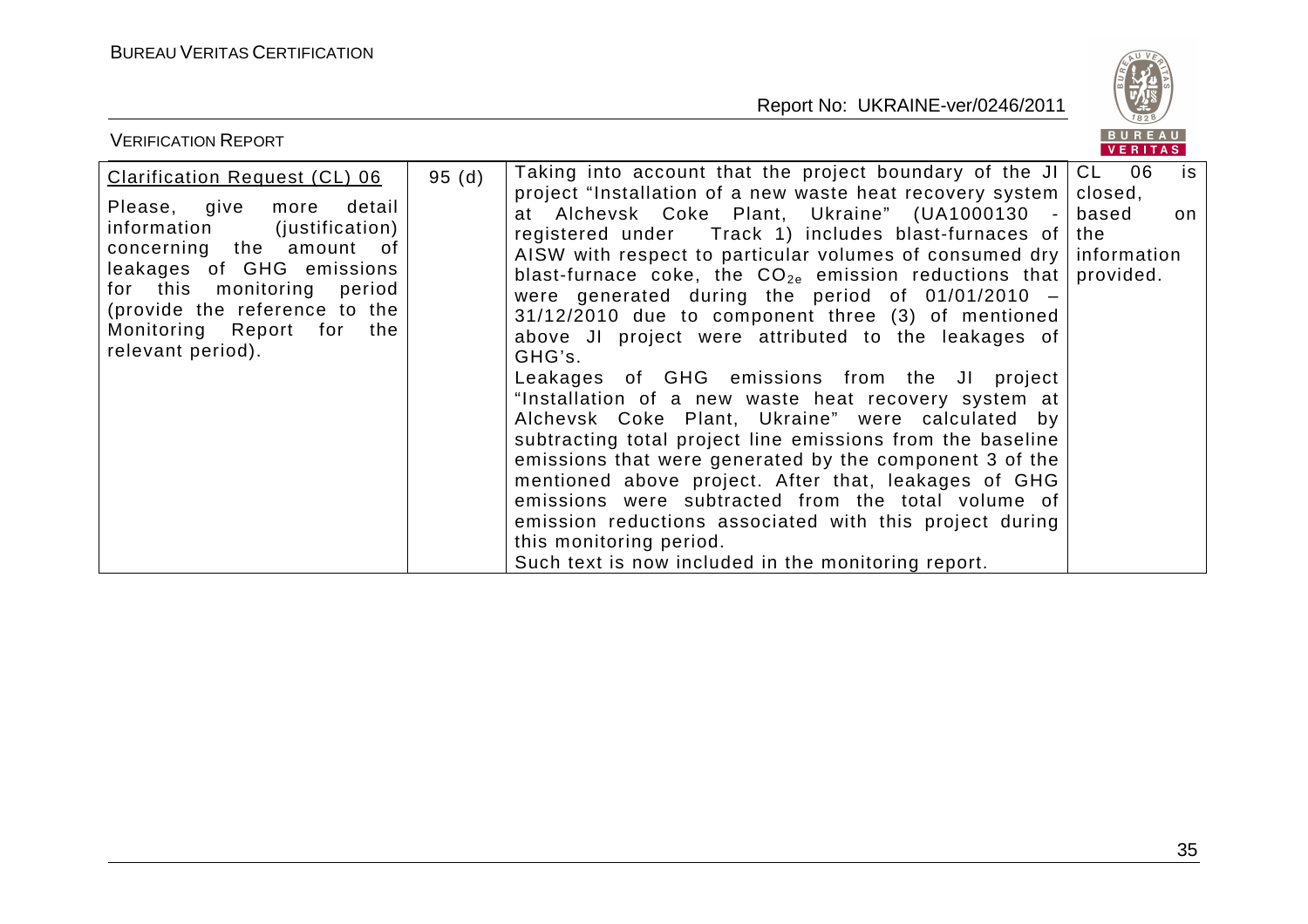| Clarification Request (CL) 06<br><br>Please, give more detail information (justification) concerning the amount of leakages of GHG emissions for this monitoring period (provide the reference to the Monitoring Report for the relevant period). | 95 (d) | Taking into account that the project boundary of the JI project "Installation of a new waste heat recovery system at Alchevsk Coke Plant, Ukraine" (UA1000130 - registered under Track 1) includes blast-furnaces of AISW with respect to particular volumes of consumed dry blast-furnace coke, the $CO_{2e}$ emission reductions that were generated during the period of 01/01/2010 – 31/12/2010 due to component three (3) of mentioned above JI project were attributed to the leakages of GHG's.<br>Leakages of GHG emissions from the JI project "Installation of a new waste heat recovery system at Alchevsk Coke Plant, Ukraine" were calculated by subtracting total project line emissions from the baseline emissions that were generated by the component 3 of the mentioned above project. After that, leakages of GHG emissions were subtracted from the total volume of emission reductions associated with this project during this monitoring period.<br>Such text is now included in the monitoring report. | CL 06 is closed, based on the information provided. |
|---|---|---|---|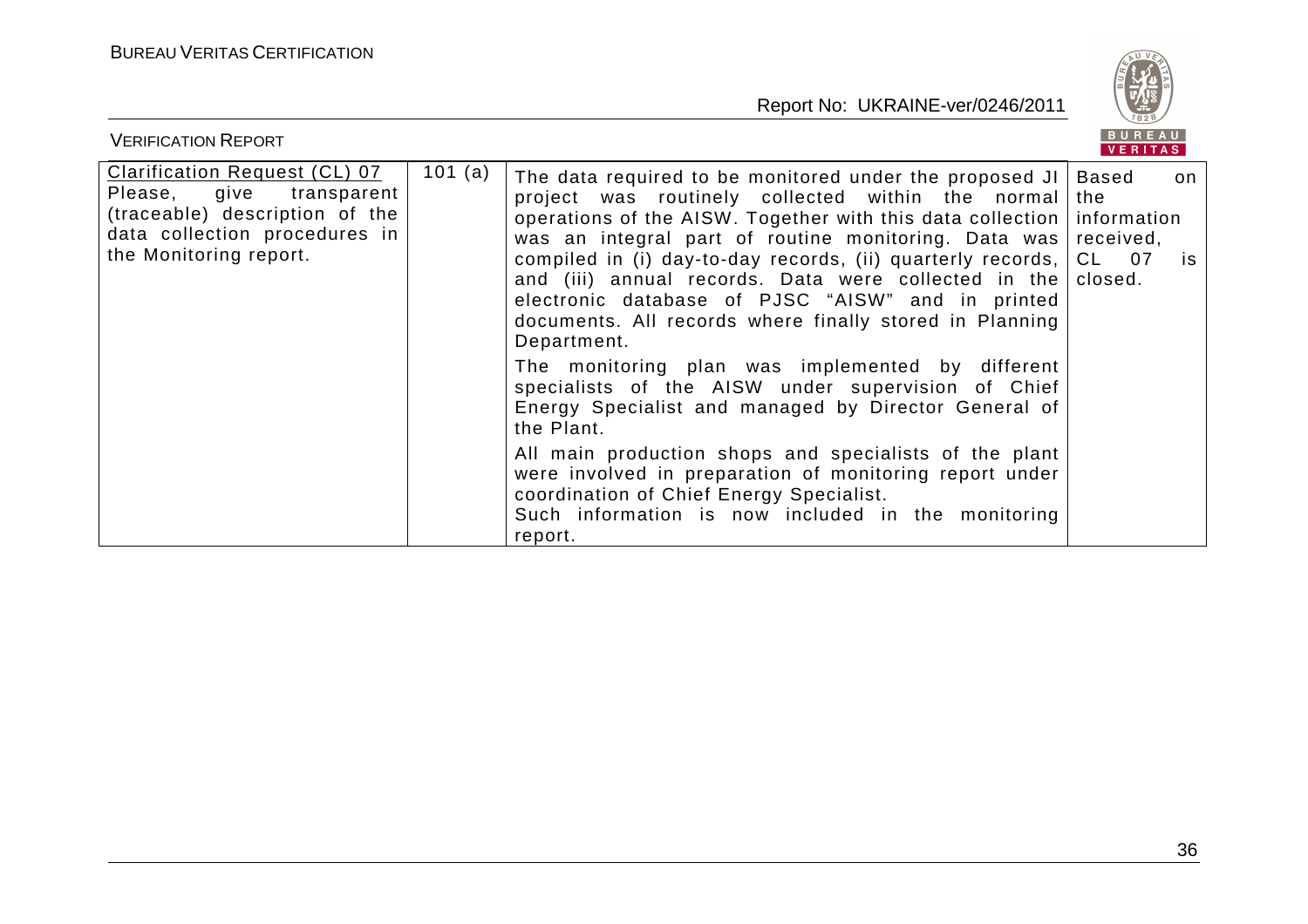| Clarification Request (CL) 07<br>Please, give transparent (traceable) description of the data collection procedures in the Monitoring report. | 101 (a) | The data required to be monitored under the proposed JI project was routinely collected within the normal operations of the AISW. Together with this data collection was an integral part of routine monitoring. Data was compiled in (i) day-to-day records, (ii) quarterly records, and (iii) annual records. Data were collected in the electronic database of PJSC "AISW" and in printed documents. All records where finally stored in Planning Department.<br>The monitoring plan was implemented by different specialists of the AISW under supervision of Chief Energy Specialist and managed by Director General of the Plant.<br>All main production shops and specialists of the plant were involved in preparation of monitoring report under coordination of Chief Energy Specialist.<br>Such information is now included in the monitoring report. | Based on the information received, CL 07 is closed. |
|---|---|---|---|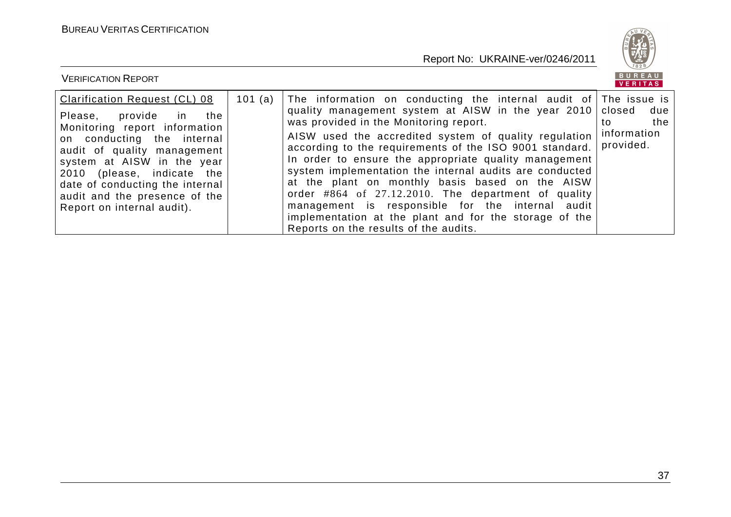| Clarification Request (CL) 08<br>Please, provide in the Monitoring report information on conducting the internal audit of quality management system at AISW in the year 2010 (please, indicate the date of conducting the internal audit and the presence of the Report on internal audit). | 101 (a) | The information on conducting the internal audit of quality management system at AISW in the year 2010 was provided in the Monitoring report.<br>AISW used the accredited system of quality regulation according to the requirements of the ISO 9001 standard. In order to ensure the appropriate quality management system implementation the internal audits are conducted at the plant on monthly basis based on the AISW order #864 of 27.12.2010. The department of quality management is responsible for the internal audit implementation at the plant and for the storage of the Reports on the results of the audits. | The issue is closed due to the information provided. |
|---|---|---|---|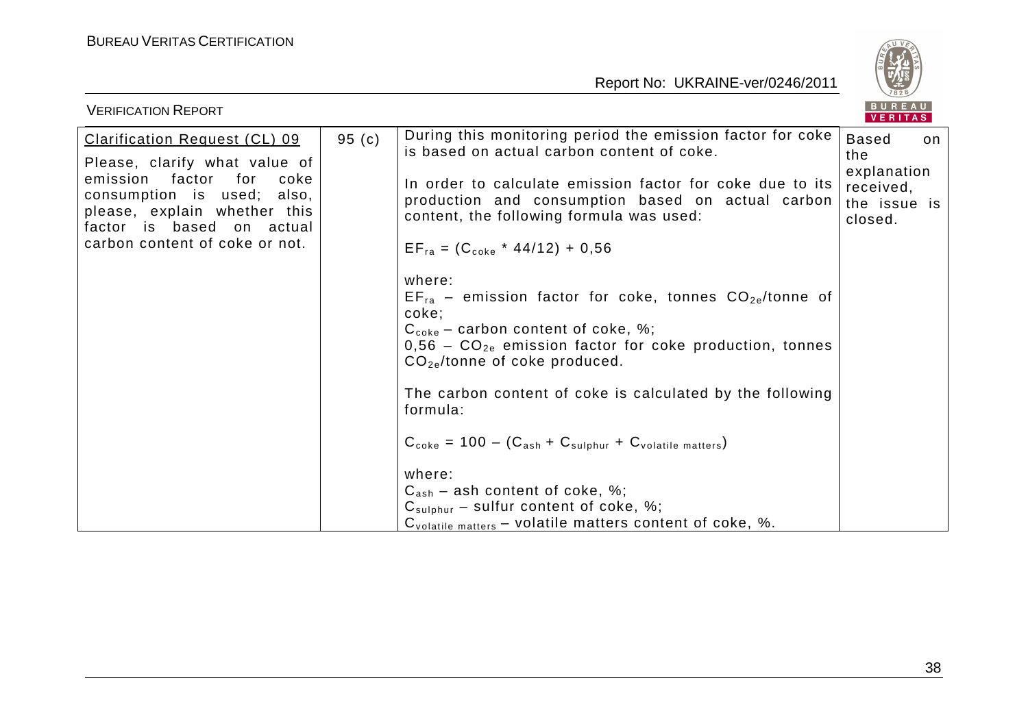| Clarification Request (CL) 09 Please, clarify what value of emission factor for coke consumption is used; also, please, explain whether this factor is based on actual carbon content of coke or not. | 95 (c) | During this monitoring period the emission factor for coke is based on actual carbon content of coke.<br><br>In order to calculate emission factor for coke due to its production and consumption based on actual carbon content, the following formula was used:<br><br>$EF_{ra} = (C_{coke} * 44/12) + 0{,}56$<br><br>where:<br>$EF_{ra}$ – emission factor for coke, tonnes $CO_{2e}$/tonne of coke;<br>$C_{coke}$ – carbon content of coke, %;<br>0,56 – $CO_{2e}$ emission factor for coke production, tonnes $CO_{2e}$/tonne of coke produced.<br><br>The carbon content of coke is calculated by the following formula:<br><br>$C_{coke} = 100 – (C_{ash} + C_{sulphur} + C_{volatile\ matters})$<br><br>where:<br>$C_{ash}$ – ash content of coke, %;<br>$C_{sulphur}$ – sulfur content of coke, %;<br>$C_{volatile\ matters}$ – volatile matters content of coke, %. | Based on the explanation received, the issue is closed. |
|---|---|---|---|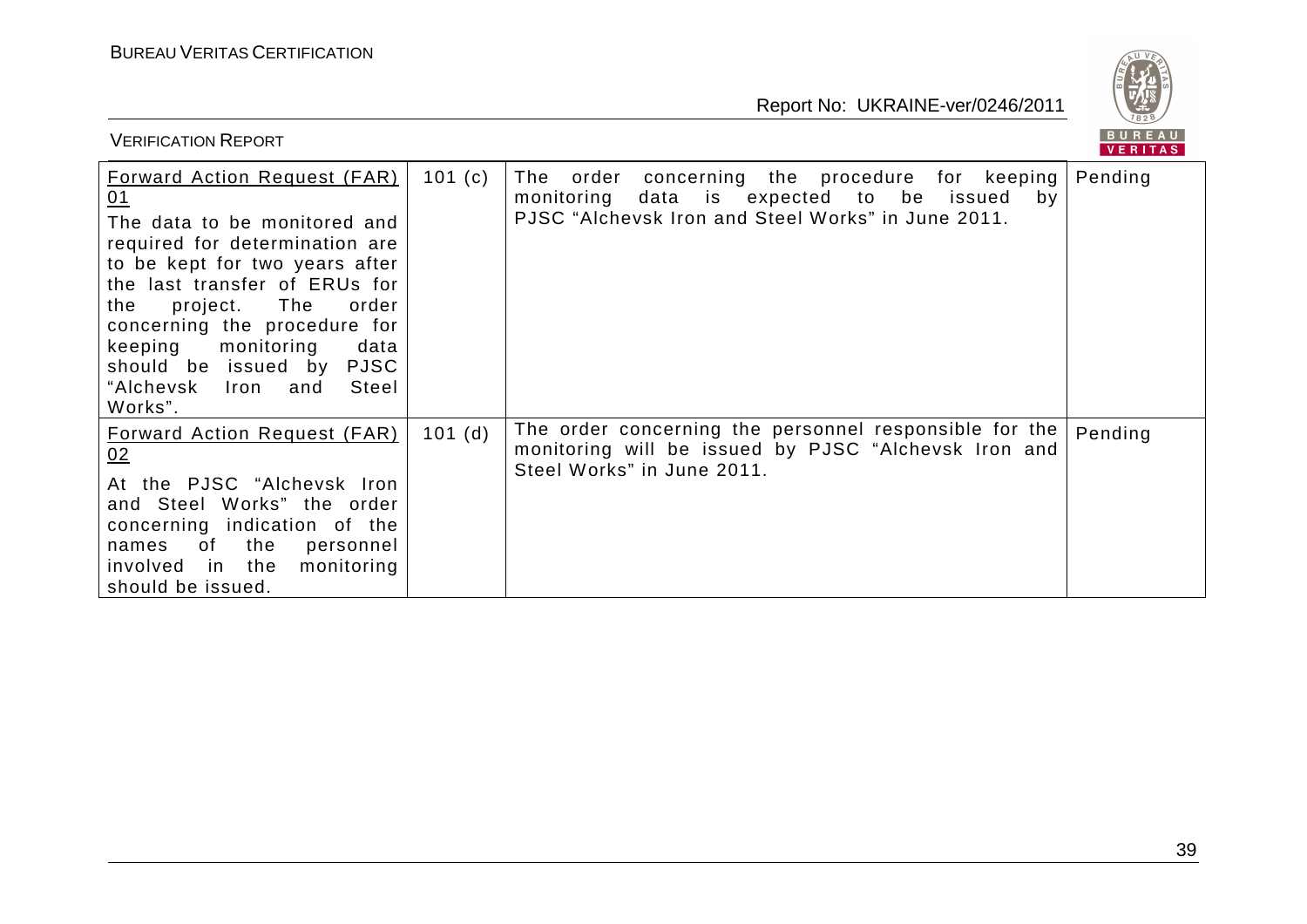| | | | |
|---|---|---|---|
| Forward Action Request (FAR) 01<br>The data to be monitored and required for determination are to be kept for two years after the last transfer of ERUs for the project. The order concerning the procedure for keeping monitoring data should be issued by PJSC "Alchevsk Iron and Steel Works". | 101 (c) | The order concerning the procedure for keeping monitoring data is expected to be issued by PJSC "Alchevsk Iron and Steel Works" in June 2011. | Pending |
| Forward Action Request (FAR) 02<br>At the PJSC "Alchevsk Iron and Steel Works" the order concerning indication of the names of the personnel involved in the monitoring should be issued. | 101 (d) | The order concerning the personnel responsible for the monitoring will be issued by PJSC "Alchevsk Iron and Steel Works" in June 2011. | Pending |